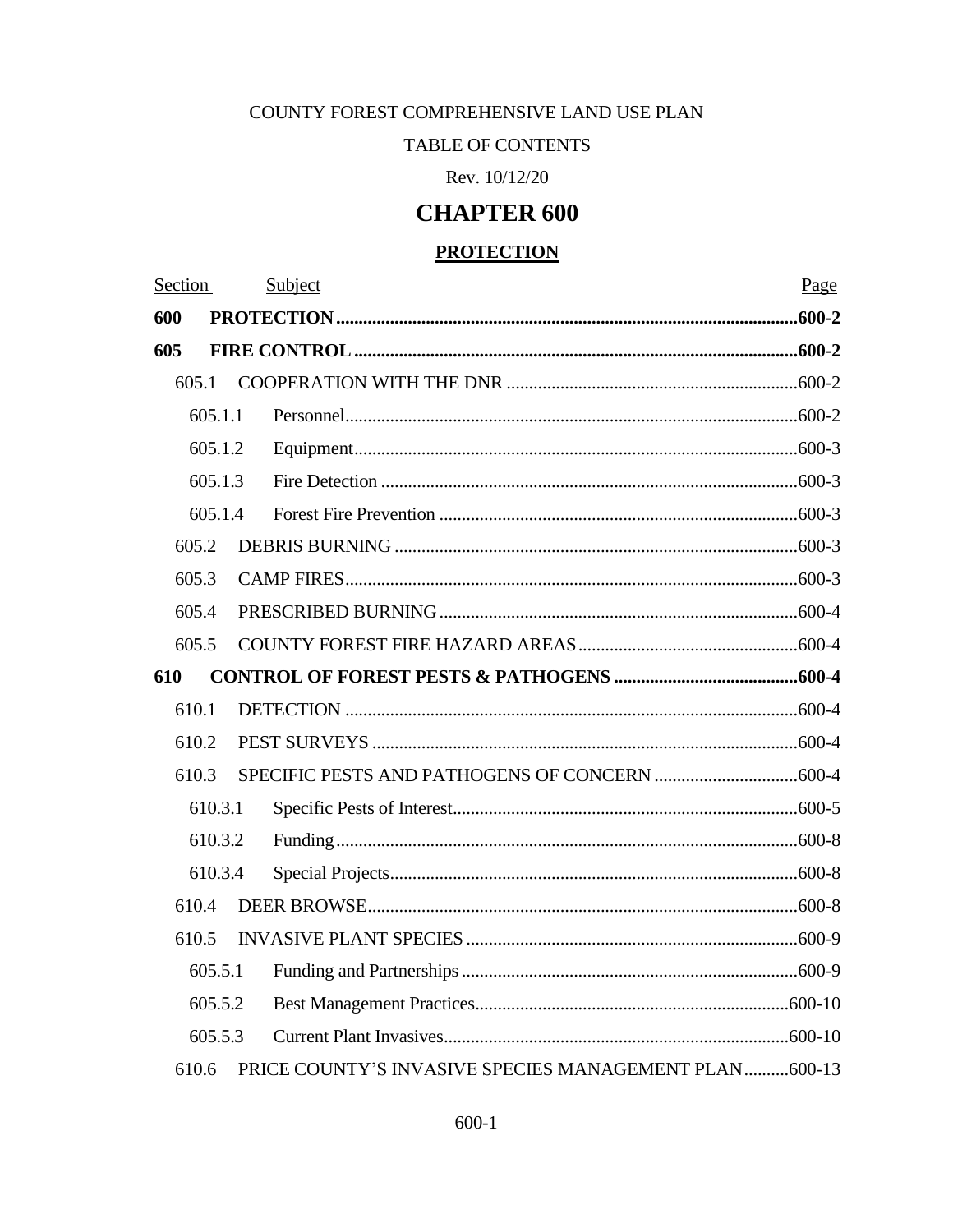COUNTY FOREST COMPREHENSIVE LAND USE PLAN

TABLE OF CONTENTS

Rev. 10/12/20

# CHAPTER 600

## PROTECTION

| Section | Subject | Page |
|---|---|---|
| **600** | **PROTECTION** | **600-2** |
| **605** | **FIRE CONTROL** | **600-2** |
| 605.1 | COOPERATION WITH THE DNR | 600-2 |
| 605.1.1 | Personnel | 600-2 |
| 605.1.2 | Equipment | 600-3 |
| 605.1.3 | Fire Detection | 600-3 |
| 605.1.4 | Forest Fire Prevention | 600-3 |
| 605.2 | DEBRIS BURNING | 600-3 |
| 605.3 | CAMP FIRES | 600-3 |
| 605.4 | PRESCRIBED BURNING | 600-4 |
| 605.5 | COUNTY FOREST FIRE HAZARD AREAS | 600-4 |
| **610** | **CONTROL OF FOREST PESTS & PATHOGENS** | **600-4** |
| 610.1 | DETECTION | 600-4 |
| 610.2 | PEST SURVEYS | 600-4 |
| 610.3 | SPECIFIC PESTS AND PATHOGENS OF CONCERN | 600-4 |
| 610.3.1 | Specific Pests of Interest | 600-5 |
| 610.3.2 | Funding | 600-8 |
| 610.3.4 | Special Projects | 600-8 |
| 610.4 | DEER BROWSE | 600-8 |
| 610.5 | INVASIVE PLANT SPECIES | 600-9 |
| 605.5.1 | Funding and Partnerships | 600-9 |
| 605.5.2 | Best Management Practices | 600-10 |
| 605.5.3 | Current Plant Invasives | 600-10 |
| 610.6 | PRICE COUNTY'S INVASIVE SPECIES MANAGEMENT PLAN | 600-13 |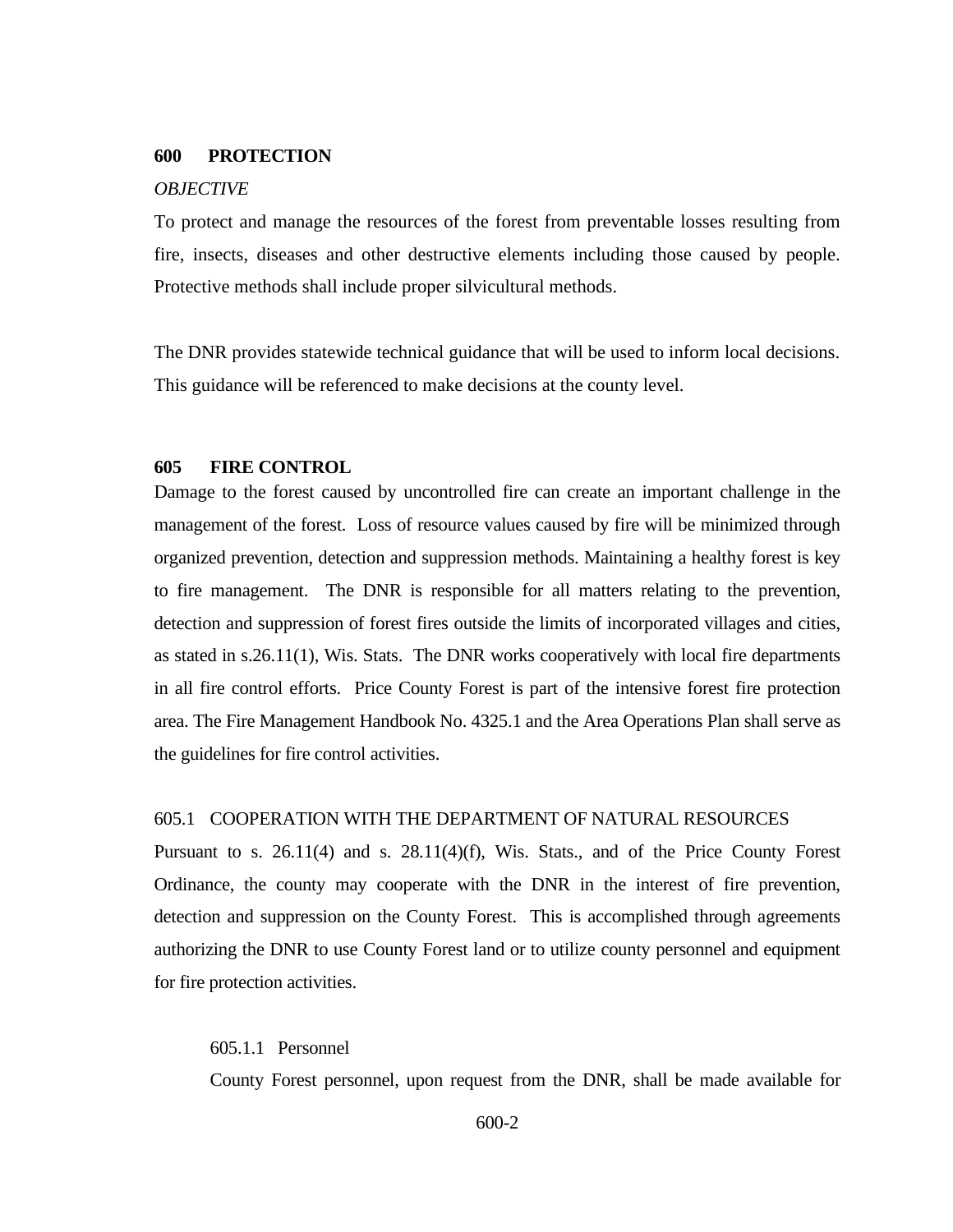## 600 PROTECTION

*OBJECTIVE*

To protect and manage the resources of the forest from preventable losses resulting from fire, insects, diseases and other destructive elements including those caused by people. Protective methods shall include proper silvicultural methods.

The DNR provides statewide technical guidance that will be used to inform local decisions. This guidance will be referenced to make decisions at the county level.

## 605 FIRE CONTROL

Damage to the forest caused by uncontrolled fire can create an important challenge in the management of the forest. Loss of resource values caused by fire will be minimized through organized prevention, detection and suppression methods. Maintaining a healthy forest is key to fire management. The DNR is responsible for all matters relating to the prevention, detection and suppression of forest fires outside the limits of incorporated villages and cities, as stated in s.26.11(1), Wis. Stats. The DNR works cooperatively with local fire departments in all fire control efforts. Price County Forest is part of the intensive forest fire protection area. The Fire Management Handbook No. 4325.1 and the Area Operations Plan shall serve as the guidelines for fire control activities.

### 605.1 COOPERATION WITH THE DEPARTMENT OF NATURAL RESOURCES

Pursuant to s. 26.11(4) and s. 28.11(4)(f), Wis. Stats., and of the Price County Forest Ordinance, the county may cooperate with the DNR in the interest of fire prevention, detection and suppression on the County Forest. This is accomplished through agreements authorizing the DNR to use County Forest land or to utilize county personnel and equipment for fire protection activities.

#### 605.1.1 Personnel

County Forest personnel, upon request from the DNR, shall be made available for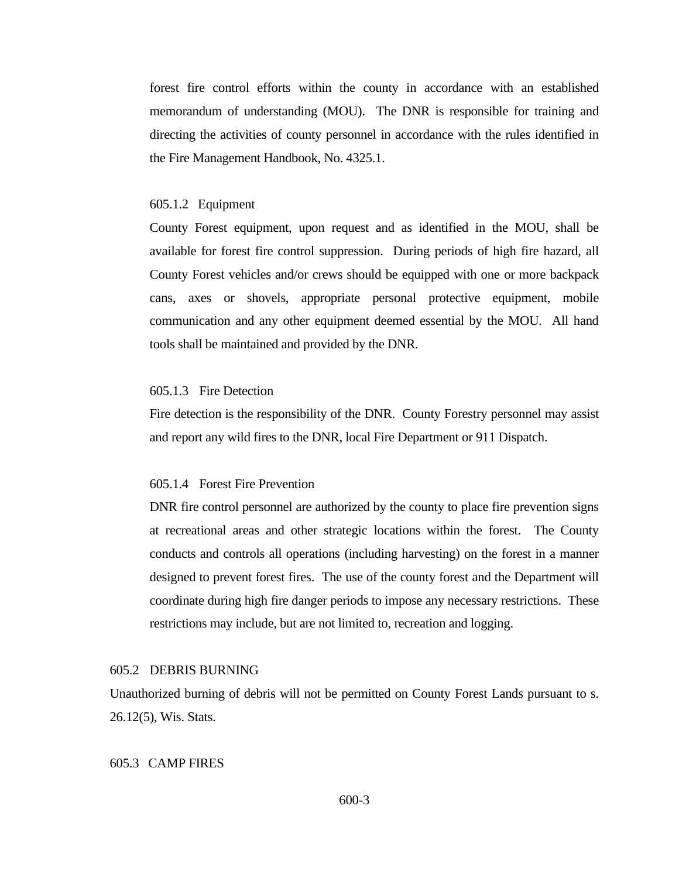forest fire control efforts within the county in accordance with an established memorandum of understanding (MOU). The DNR is responsible for training and directing the activities of county personnel in accordance with the rules identified in the Fire Management Handbook, No. 4325.1.

#### 605.1.2 Equipment

County Forest equipment, upon request and as identified in the MOU, shall be available for forest fire control suppression. During periods of high fire hazard, all County Forest vehicles and/or crews should be equipped with one or more backpack cans, axes or shovels, appropriate personal protective equipment, mobile communication and any other equipment deemed essential by the MOU. All hand tools shall be maintained and provided by the DNR.

#### 605.1.3 Fire Detection

Fire detection is the responsibility of the DNR. County Forestry personnel may assist and report any wild fires to the DNR, local Fire Department or 911 Dispatch.

#### 605.1.4 Forest Fire Prevention

DNR fire control personnel are authorized by the county to place fire prevention signs at recreational areas and other strategic locations within the forest. The County conducts and controls all operations (including harvesting) on the forest in a manner designed to prevent forest fires. The use of the county forest and the Department will coordinate during high fire danger periods to impose any necessary restrictions. These restrictions may include, but are not limited to, recreation and logging.

### 605.2 DEBRIS BURNING

Unauthorized burning of debris will not be permitted on County Forest Lands pursuant to s. 26.12(5), Wis. Stats.

### 605.3 CAMP FIRES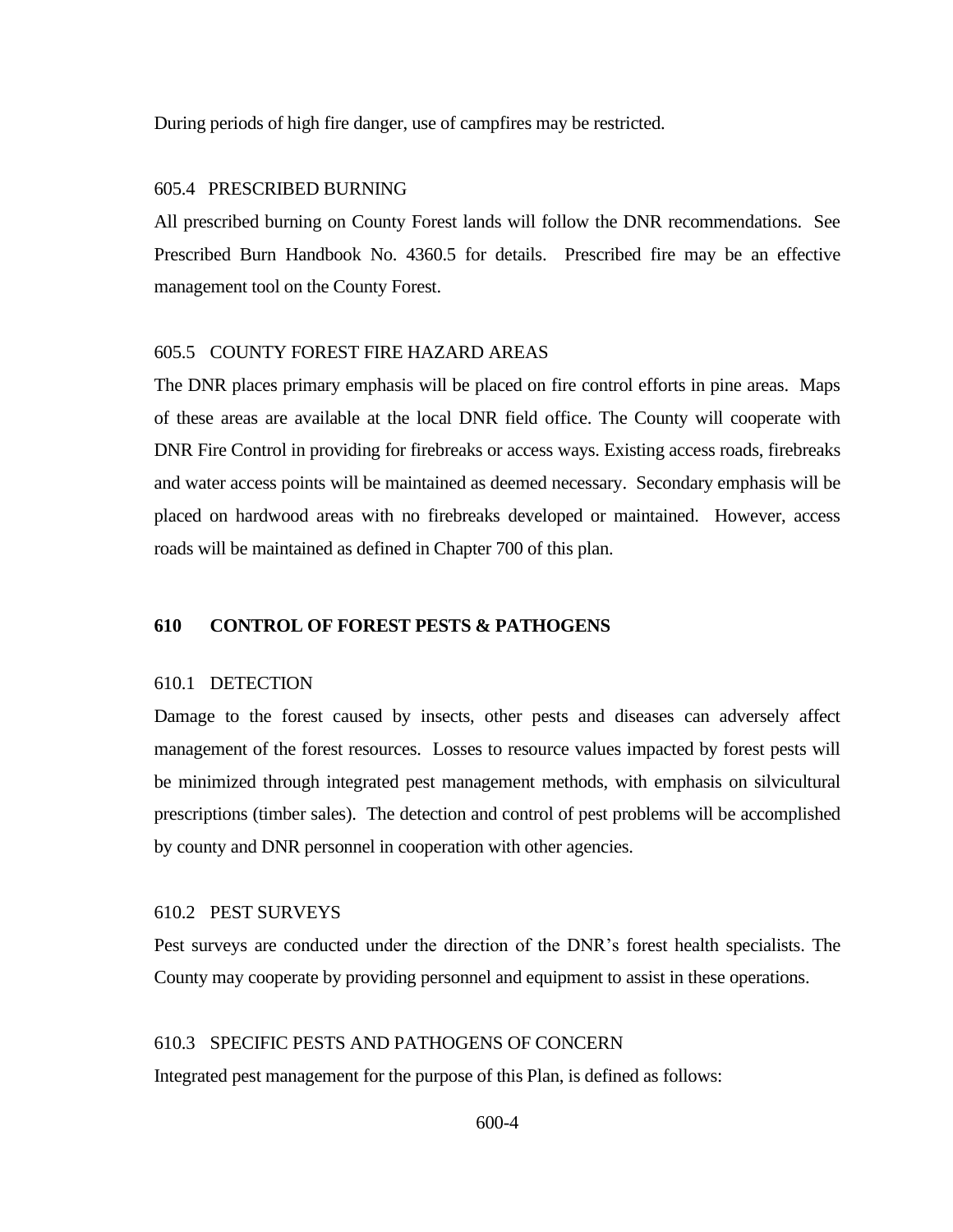During periods of high fire danger, use of campfires may be restricted.

### 605.4 PRESCRIBED BURNING

All prescribed burning on County Forest lands will follow the DNR recommendations. See Prescribed Burn Handbook No. 4360.5 for details. Prescribed fire may be an effective management tool on the County Forest.

### 605.5 COUNTY FOREST FIRE HAZARD AREAS

The DNR places primary emphasis will be placed on fire control efforts in pine areas. Maps of these areas are available at the local DNR field office. The County will cooperate with DNR Fire Control in providing for firebreaks or access ways. Existing access roads, firebreaks and water access points will be maintained as deemed necessary. Secondary emphasis will be placed on hardwood areas with no firebreaks developed or maintained. However, access roads will be maintained as defined in Chapter 700 of this plan.

## 610 CONTROL OF FOREST PESTS & PATHOGENS

### 610.1 DETECTION

Damage to the forest caused by insects, other pests and diseases can adversely affect management of the forest resources. Losses to resource values impacted by forest pests will be minimized through integrated pest management methods, with emphasis on silvicultural prescriptions (timber sales). The detection and control of pest problems will be accomplished by county and DNR personnel in cooperation with other agencies.

### 610.2 PEST SURVEYS

Pest surveys are conducted under the direction of the DNR's forest health specialists. The County may cooperate by providing personnel and equipment to assist in these operations.

### 610.3 SPECIFIC PESTS AND PATHOGENS OF CONCERN

Integrated pest management for the purpose of this Plan, is defined as follows: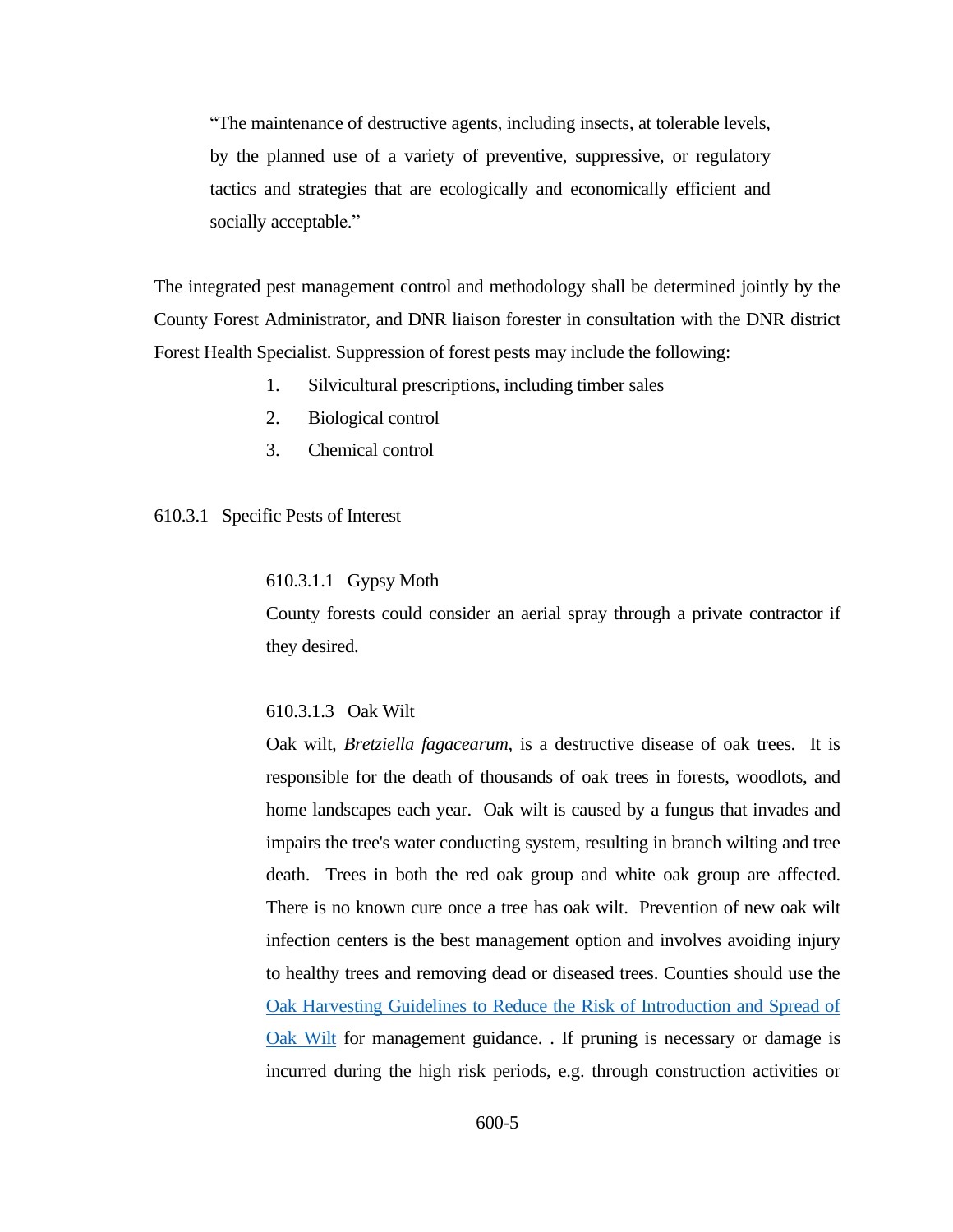> "The maintenance of destructive agents, including insects, at tolerable levels, by the planned use of a variety of preventive, suppressive, or regulatory tactics and strategies that are ecologically and economically efficient and socially acceptable."

The integrated pest management control and methodology shall be determined jointly by the County Forest Administrator, and DNR liaison forester in consultation with the DNR district Forest Health Specialist. Suppression of forest pests may include the following:

1. Silvicultural prescriptions, including timber sales
2. Biological control
3. Chemical control

610.3.1 Specific Pests of Interest

610.3.1.1 Gypsy Moth

County forests could consider an aerial spray through a private contractor if they desired.

610.3.1.3 Oak Wilt

Oak wilt, *Bretziella fagacearum*, is a destructive disease of oak trees. It is responsible for the death of thousands of oak trees in forests, woodlots, and home landscapes each year. Oak wilt is caused by a fungus that invades and impairs the tree's water conducting system, resulting in branch wilting and tree death. Trees in both the red oak group and white oak group are affected. There is no known cure once a tree has oak wilt. Prevention of new oak wilt infection centers is the best management option and involves avoiding injury to healthy trees and removing dead or diseased trees. Counties should use the Oak Harvesting Guidelines to Reduce the Risk of Introduction and Spread of Oak Wilt for management guidance. . If pruning is necessary or damage is incurred during the high risk periods, e.g. through construction activities or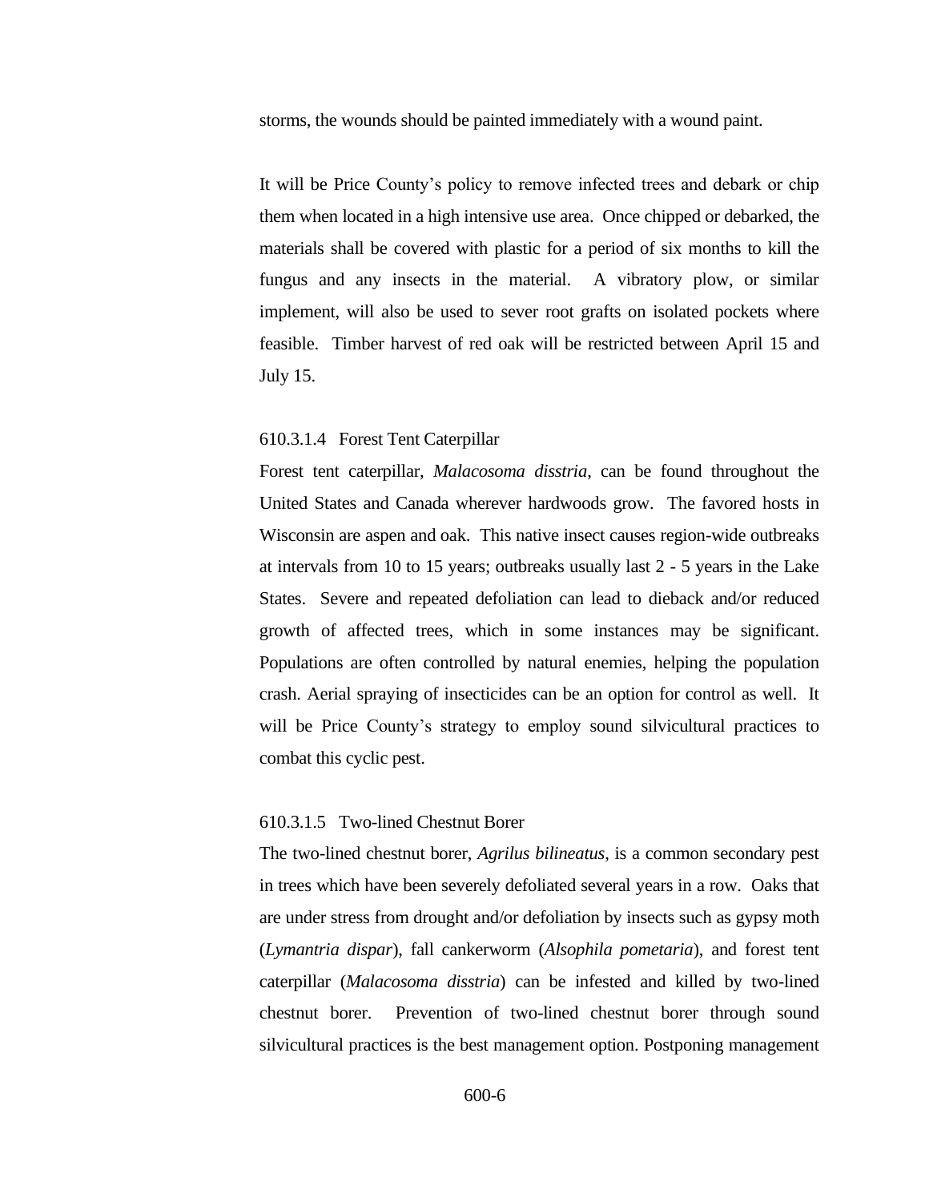storms, the wounds should be painted immediately with a wound paint.

It will be Price County's policy to remove infected trees and debark or chip them when located in a high intensive use area. Once chipped or debarked, the materials shall be covered with plastic for a period of six months to kill the fungus and any insects in the material. A vibratory plow, or similar implement, will also be used to sever root grafts on isolated pockets where feasible. Timber harvest of red oak will be restricted between April 15 and July 15.

#### 610.3.1.4 Forest Tent Caterpillar

Forest tent caterpillar, *Malacosoma disstria*, can be found throughout the United States and Canada wherever hardwoods grow. The favored hosts in Wisconsin are aspen and oak. This native insect causes region-wide outbreaks at intervals from 10 to 15 years; outbreaks usually last 2 - 5 years in the Lake States. Severe and repeated defoliation can lead to dieback and/or reduced growth of affected trees, which in some instances may be significant. Populations are often controlled by natural enemies, helping the population crash. Aerial spraying of insecticides can be an option for control as well. It will be Price County's strategy to employ sound silvicultural practices to combat this cyclic pest.

#### 610.3.1.5 Two-lined Chestnut Borer

The two-lined chestnut borer, *Agrilus bilineatus*, is a common secondary pest in trees which have been severely defoliated several years in a row. Oaks that are under stress from drought and/or defoliation by insects such as gypsy moth (*Lymantria dispar*), fall cankerworm (*Alsophila pometaria*), and forest tent caterpillar (*Malacosoma disstria*) can be infested and killed by two-lined chestnut borer. Prevention of two-lined chestnut borer through sound silvicultural practices is the best management option. Postponing management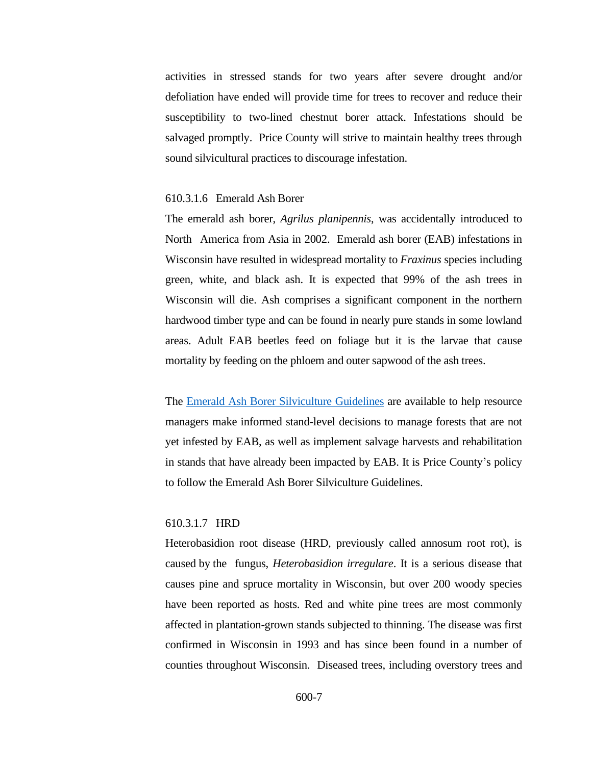activities in stressed stands for two years after severe drought and/or defoliation have ended will provide time for trees to recover and reduce their susceptibility to two-lined chestnut borer attack. Infestations should be salvaged promptly. Price County will strive to maintain healthy trees through sound silvicultural practices to discourage infestation.

#### 610.3.1.6 Emerald Ash Borer

The emerald ash borer, *Agrilus planipennis*, was accidentally introduced to North America from Asia in 2002. Emerald ash borer (EAB) infestations in Wisconsin have resulted in widespread mortality to *Fraxinus* species including green, white, and black ash. It is expected that 99% of the ash trees in Wisconsin will die. Ash comprises a significant component in the northern hardwood timber type and can be found in nearly pure stands in some lowland areas. Adult EAB beetles feed on foliage but it is the larvae that cause mortality by feeding on the phloem and outer sapwood of the ash trees.

The Emerald Ash Borer Silviculture Guidelines are available to help resource managers make informed stand-level decisions to manage forests that are not yet infested by EAB, as well as implement salvage harvests and rehabilitation in stands that have already been impacted by EAB. It is Price County's policy to follow the Emerald Ash Borer Silviculture Guidelines.

#### 610.3.1.7 HRD

Heterobasidion root disease (HRD, previously called annosum root rot), is caused by the fungus, *Heterobasidion irregulare*. It is a serious disease that causes pine and spruce mortality in Wisconsin, but over 200 woody species have been reported as hosts. Red and white pine trees are most commonly affected in plantation-grown stands subjected to thinning. The disease was first confirmed in Wisconsin in 1993 and has since been found in a number of counties throughout Wisconsin. Diseased trees, including overstory trees and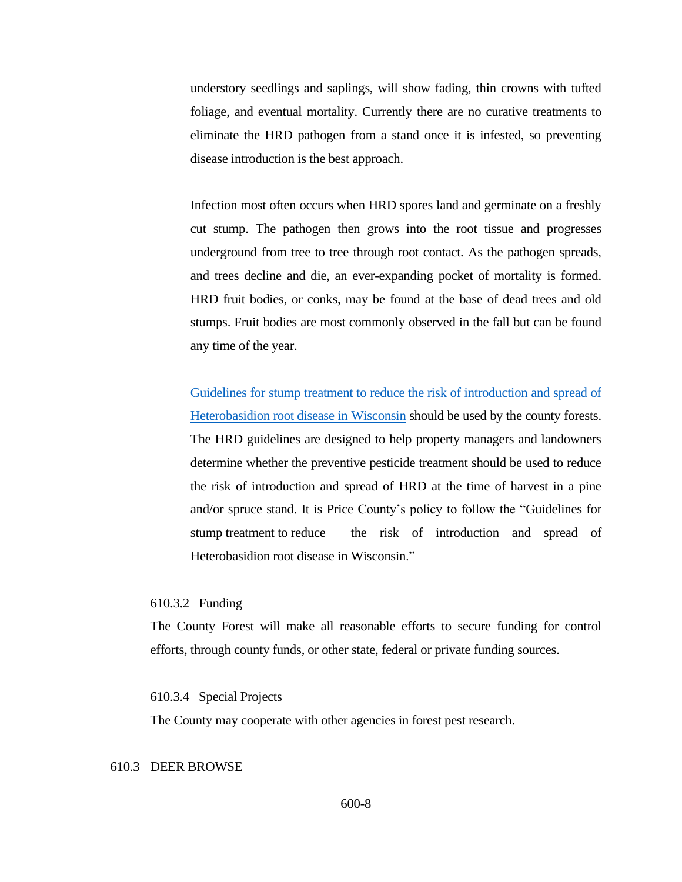understory seedlings and saplings, will show fading, thin crowns with tufted foliage, and eventual mortality. Currently there are no curative treatments to eliminate the HRD pathogen from a stand once it is infested, so preventing disease introduction is the best approach.

Infection most often occurs when HRD spores land and germinate on a freshly cut stump. The pathogen then grows into the root tissue and progresses underground from tree to tree through root contact. As the pathogen spreads, and trees decline and die, an ever-expanding pocket of mortality is formed. HRD fruit bodies, or conks, may be found at the base of dead trees and old stumps. Fruit bodies are most commonly observed in the fall but can be found any time of the year.

Guidelines for stump treatment to reduce the risk of introduction and spread of Heterobasidion root disease in Wisconsin should be used by the county forests. The HRD guidelines are designed to help property managers and landowners determine whether the preventive pesticide treatment should be used to reduce the risk of introduction and spread of HRD at the time of harvest in a pine and/or spruce stand. It is Price County's policy to follow the "Guidelines for stump treatment to reduce the risk of introduction and spread of Heterobasidion root disease in Wisconsin."

610.3.2 Funding

The County Forest will make all reasonable efforts to secure funding for control efforts, through county funds, or other state, federal or private funding sources.

610.3.4 Special Projects

The County may cooperate with other agencies in forest pest research.

## 610.3 DEER BROWSE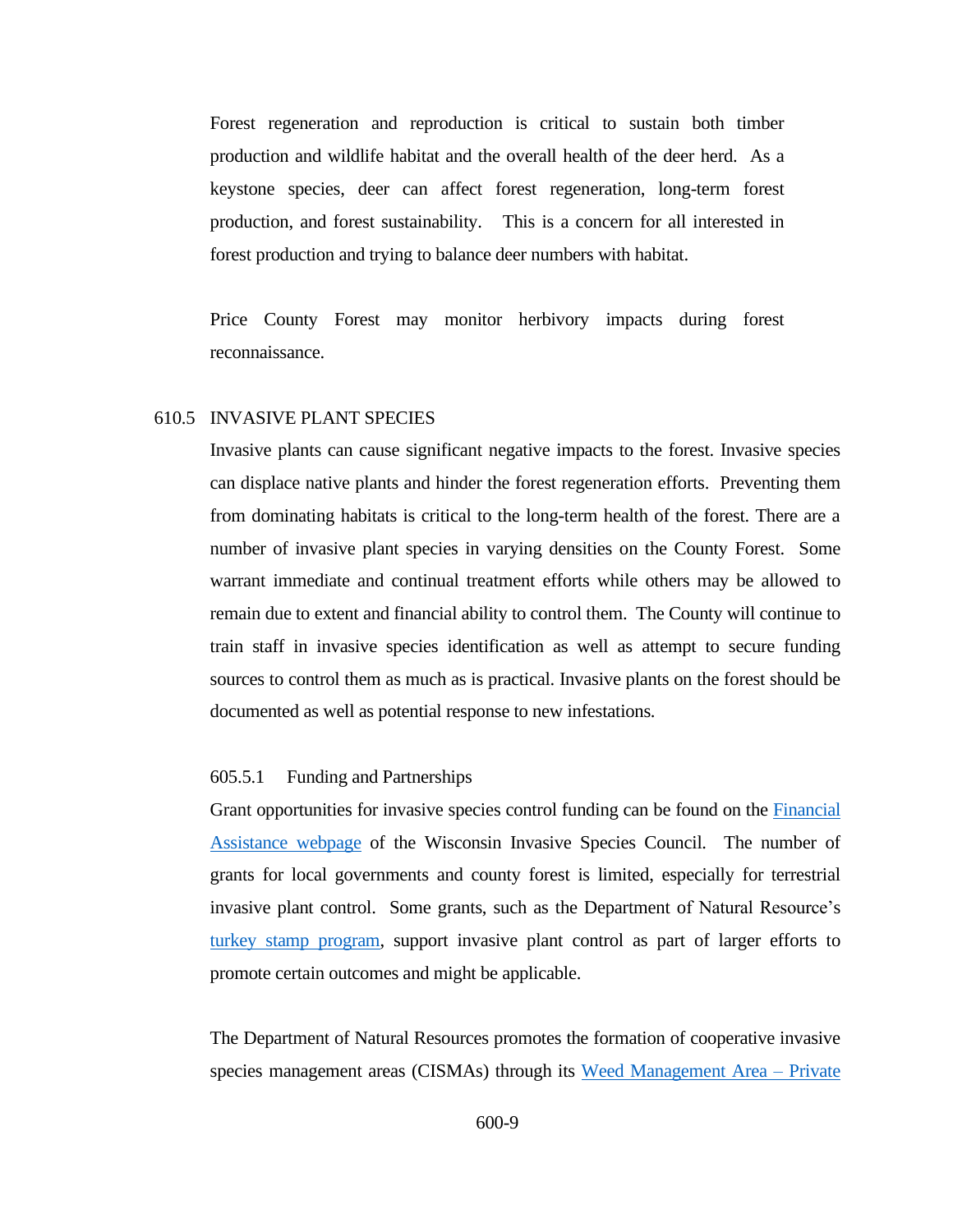Forest regeneration and reproduction is critical to sustain both timber production and wildlife habitat and the overall health of the deer herd. As a keystone species, deer can affect forest regeneration, long-term forest production, and forest sustainability. This is a concern for all interested in forest production and trying to balance deer numbers with habitat.

Price County Forest may monitor herbivory impacts during forest reconnaissance.

## 610.5 INVASIVE PLANT SPECIES

Invasive plants can cause significant negative impacts to the forest. Invasive species can displace native plants and hinder the forest regeneration efforts. Preventing them from dominating habitats is critical to the long-term health of the forest. There are a number of invasive plant species in varying densities on the County Forest. Some warrant immediate and continual treatment efforts while others may be allowed to remain due to extent and financial ability to control them. The County will continue to train staff in invasive species identification as well as attempt to secure funding sources to control them as much as is practical. Invasive plants on the forest should be documented as well as potential response to new infestations.

### 605.5.1 Funding and Partnerships

Grant opportunities for invasive species control funding can be found on the Financial Assistance webpage of the Wisconsin Invasive Species Council. The number of grants for local governments and county forest is limited, especially for terrestrial invasive plant control. Some grants, such as the Department of Natural Resource's turkey stamp program, support invasive plant control as part of larger efforts to promote certain outcomes and might be applicable.

The Department of Natural Resources promotes the formation of cooperative invasive species management areas (CISMAs) through its Weed Management Area – Private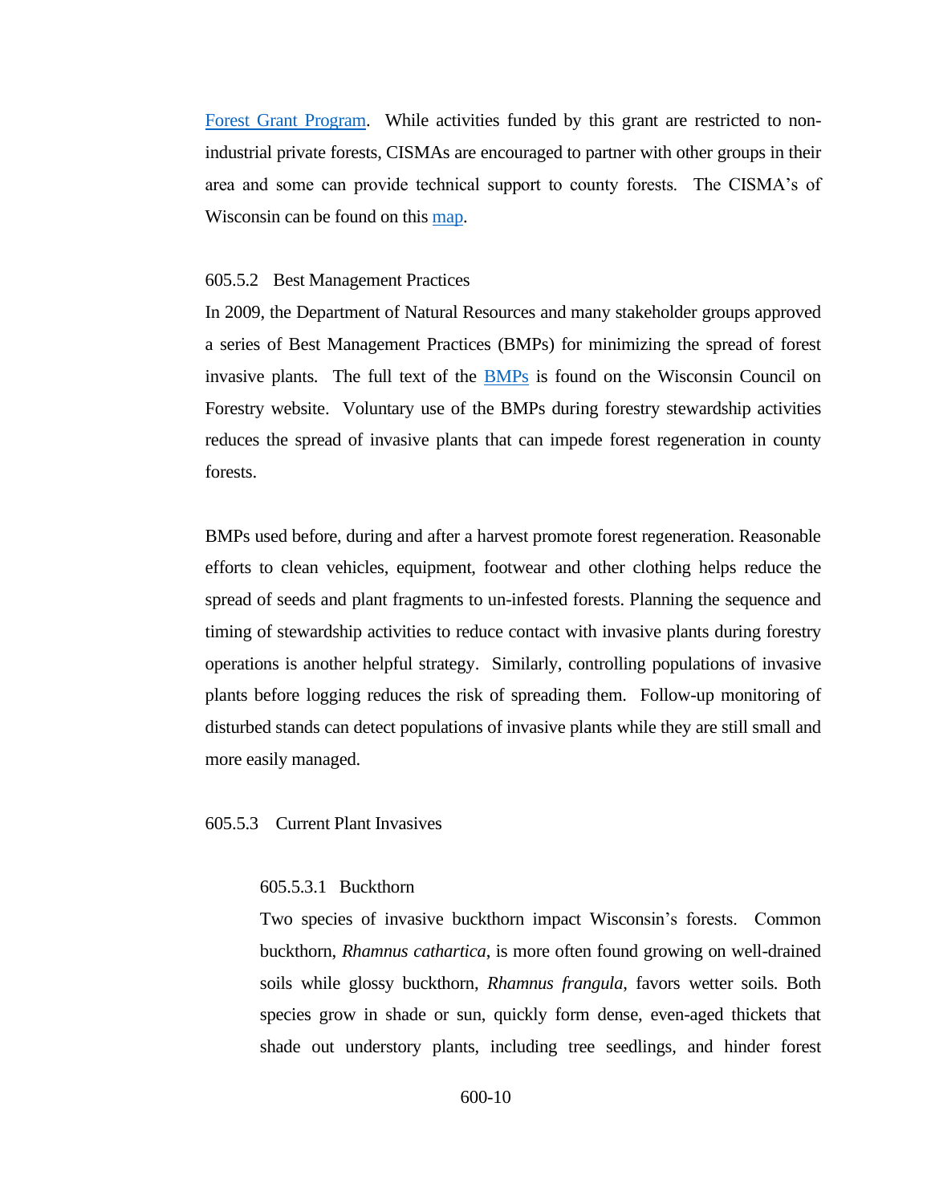[Forest Grant Program](). While activities funded by this grant are restricted to non-industrial private forests, CISMAs are encouraged to partner with other groups in their area and some can provide technical support to county forests. The CISMA's of Wisconsin can be found on this [map]().

### 605.5.2 Best Management Practices

In 2009, the Department of Natural Resources and many stakeholder groups approved a series of Best Management Practices (BMPs) for minimizing the spread of forest invasive plants. The full text of the [BMPs]() is found on the Wisconsin Council on Forestry website. Voluntary use of the BMPs during forestry stewardship activities reduces the spread of invasive plants that can impede forest regeneration in county forests.

BMPs used before, during and after a harvest promote forest regeneration. Reasonable efforts to clean vehicles, equipment, footwear and other clothing helps reduce the spread of seeds and plant fragments to un-infested forests. Planning the sequence and timing of stewardship activities to reduce contact with invasive plants during forestry operations is another helpful strategy. Similarly, controlling populations of invasive plants before logging reduces the risk of spreading them. Follow-up monitoring of disturbed stands can detect populations of invasive plants while they are still small and more easily managed.

### 605.5.3 Current Plant Invasives

#### 605.5.3.1 Buckthorn

Two species of invasive buckthorn impact Wisconsin's forests. Common buckthorn, *Rhamnus cathartica*, is more often found growing on well-drained soils while glossy buckthorn, *Rhamnus frangula*, favors wetter soils. Both species grow in shade or sun, quickly form dense, even-aged thickets that shade out understory plants, including tree seedlings, and hinder forest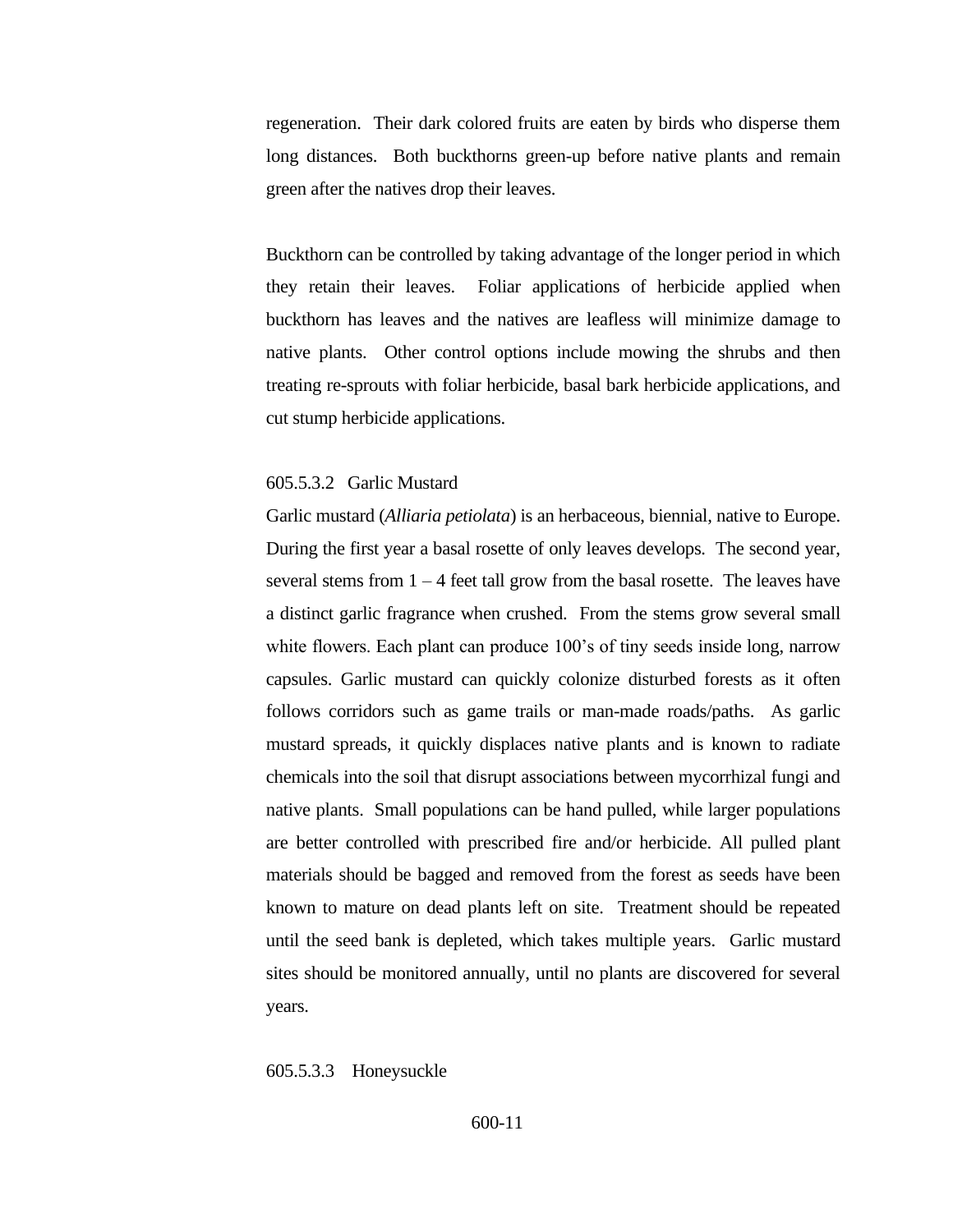regeneration. Their dark colored fruits are eaten by birds who disperse them long distances. Both buckthorns green-up before native plants and remain green after the natives drop their leaves.

Buckthorn can be controlled by taking advantage of the longer period in which they retain their leaves. Foliar applications of herbicide applied when buckthorn has leaves and the natives are leafless will minimize damage to native plants. Other control options include mowing the shrubs and then treating re-sprouts with foliar herbicide, basal bark herbicide applications, and cut stump herbicide applications.

#### 605.5.3.2 Garlic Mustard

Garlic mustard (*Alliaria petiolata*) is an herbaceous, biennial, native to Europe. During the first year a basal rosette of only leaves develops. The second year, several stems from 1 – 4 feet tall grow from the basal rosette. The leaves have a distinct garlic fragrance when crushed. From the stems grow several small white flowers. Each plant can produce 100's of tiny seeds inside long, narrow capsules. Garlic mustard can quickly colonize disturbed forests as it often follows corridors such as game trails or man-made roads/paths. As garlic mustard spreads, it quickly displaces native plants and is known to radiate chemicals into the soil that disrupt associations between mycorrhizal fungi and native plants. Small populations can be hand pulled, while larger populations are better controlled with prescribed fire and/or herbicide. All pulled plant materials should be bagged and removed from the forest as seeds have been known to mature on dead plants left on site. Treatment should be repeated until the seed bank is depleted, which takes multiple years. Garlic mustard sites should be monitored annually, until no plants are discovered for several years.

#### 605.5.3.3 Honeysuckle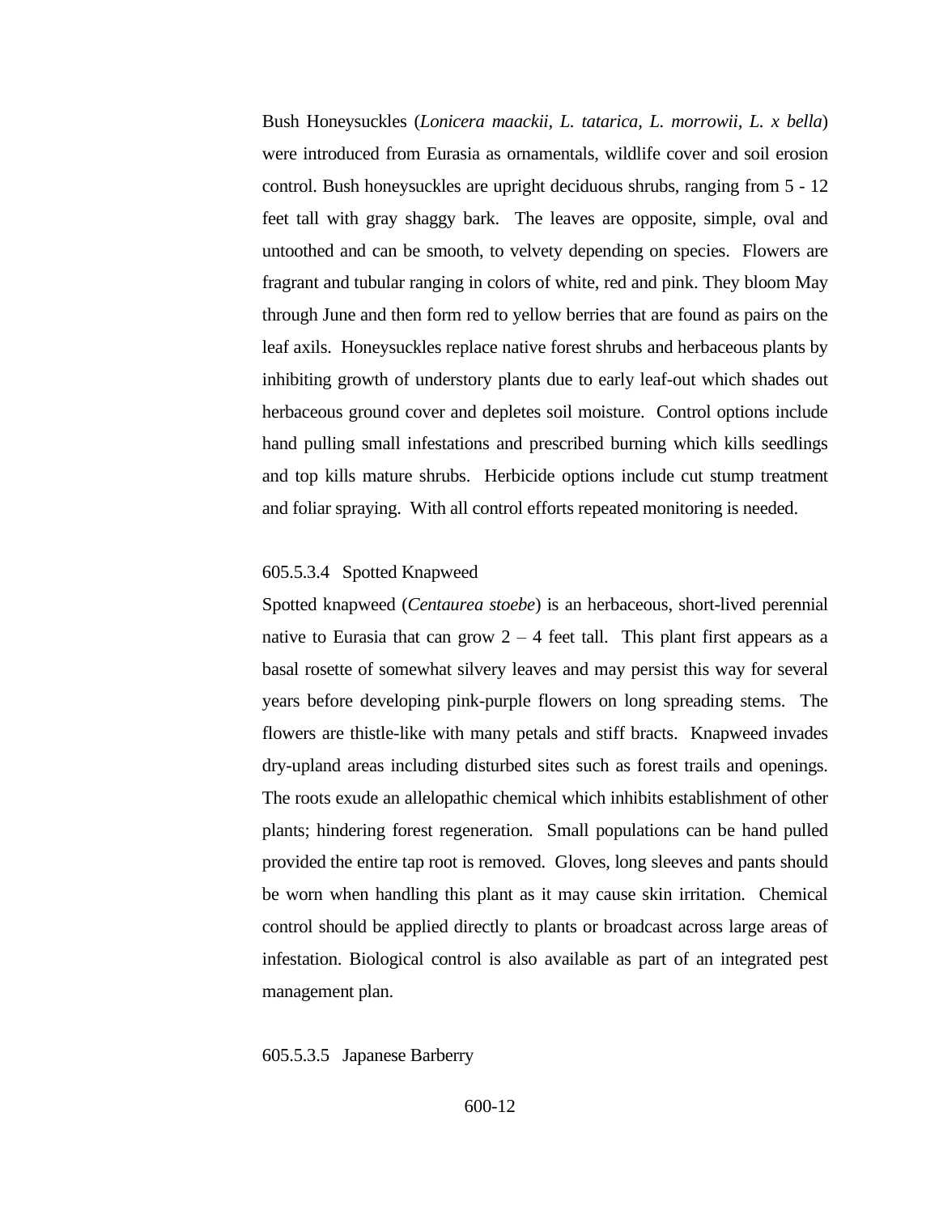Bush Honeysuckles (*Lonicera maackii, L. tatarica, L. morrowii, L. x bella*) were introduced from Eurasia as ornamentals, wildlife cover and soil erosion control. Bush honeysuckles are upright deciduous shrubs, ranging from 5 - 12 feet tall with gray shaggy bark. The leaves are opposite, simple, oval and untoothed and can be smooth, to velvety depending on species. Flowers are fragrant and tubular ranging in colors of white, red and pink. They bloom May through June and then form red to yellow berries that are found as pairs on the leaf axils. Honeysuckles replace native forest shrubs and herbaceous plants by inhibiting growth of understory plants due to early leaf-out which shades out herbaceous ground cover and depletes soil moisture. Control options include hand pulling small infestations and prescribed burning which kills seedlings and top kills mature shrubs. Herbicide options include cut stump treatment and foliar spraying. With all control efforts repeated monitoring is needed.

#### 605.5.3.4 Spotted Knapweed

Spotted knapweed (*Centaurea stoebe*) is an herbaceous, short-lived perennial native to Eurasia that can grow 2 – 4 feet tall. This plant first appears as a basal rosette of somewhat silvery leaves and may persist this way for several years before developing pink-purple flowers on long spreading stems. The flowers are thistle-like with many petals and stiff bracts. Knapweed invades dry-upland areas including disturbed sites such as forest trails and openings. The roots exude an allelopathic chemical which inhibits establishment of other plants; hindering forest regeneration. Small populations can be hand pulled provided the entire tap root is removed. Gloves, long sleeves and pants should be worn when handling this plant as it may cause skin irritation. Chemical control should be applied directly to plants or broadcast across large areas of infestation. Biological control is also available as part of an integrated pest management plan.

#### 605.5.3.5 Japanese Barberry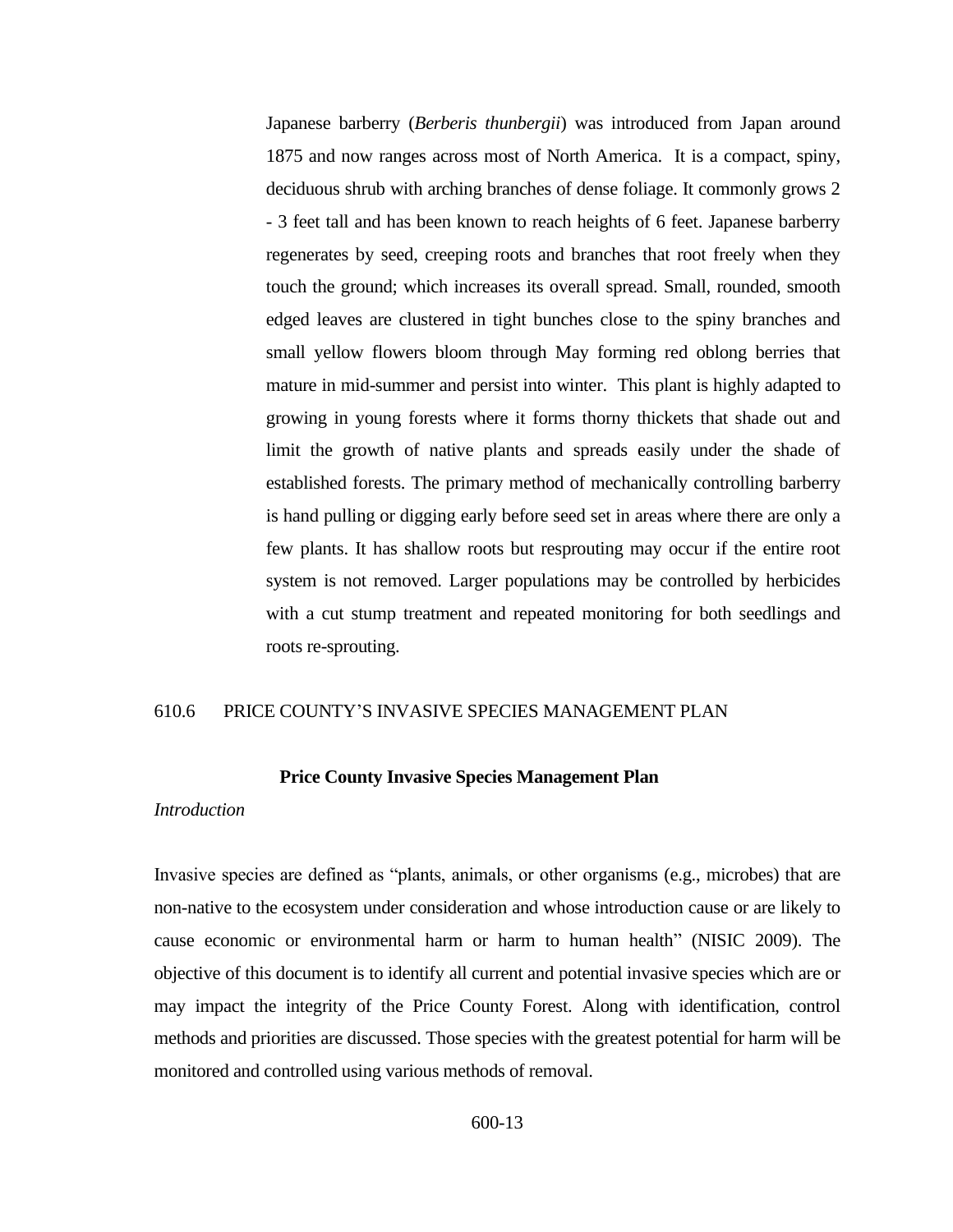Japanese barberry (*Berberis thunbergii*) was introduced from Japan around 1875 and now ranges across most of North America. It is a compact, spiny, deciduous shrub with arching branches of dense foliage. It commonly grows 2 - 3 feet tall and has been known to reach heights of 6 feet. Japanese barberry regenerates by seed, creeping roots and branches that root freely when they touch the ground; which increases its overall spread. Small, rounded, smooth edged leaves are clustered in tight bunches close to the spiny branches and small yellow flowers bloom through May forming red oblong berries that mature in mid-summer and persist into winter. This plant is highly adapted to growing in young forests where it forms thorny thickets that shade out and limit the growth of native plants and spreads easily under the shade of established forests. The primary method of mechanically controlling barberry is hand pulling or digging early before seed set in areas where there are only a few plants. It has shallow roots but resprouting may occur if the entire root system is not removed. Larger populations may be controlled by herbicides with a cut stump treatment and repeated monitoring for both seedlings and roots re-sprouting.

## 610.6 PRICE COUNTY'S INVASIVE SPECIES MANAGEMENT PLAN

**Price County Invasive Species Management Plan**

*Introduction*

Invasive species are defined as "plants, animals, or other organisms (e.g., microbes) that are non-native to the ecosystem under consideration and whose introduction cause or are likely to cause economic or environmental harm or harm to human health" (NISIC 2009). The objective of this document is to identify all current and potential invasive species which are or may impact the integrity of the Price County Forest. Along with identification, control methods and priorities are discussed. Those species with the greatest potential for harm will be monitored and controlled using various methods of removal.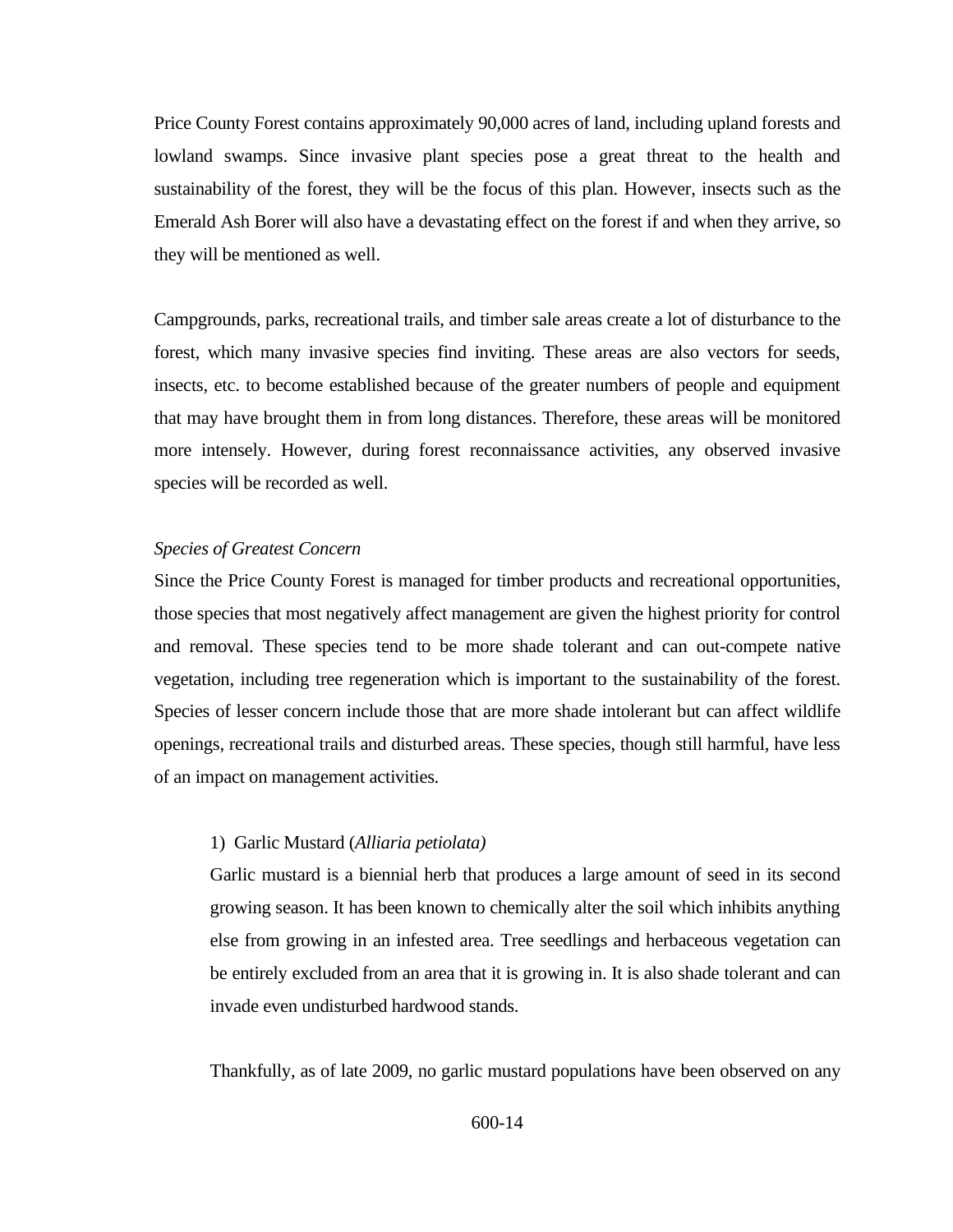Price County Forest contains approximately 90,000 acres of land, including upland forests and lowland swamps. Since invasive plant species pose a great threat to the health and sustainability of the forest, they will be the focus of this plan. However, insects such as the Emerald Ash Borer will also have a devastating effect on the forest if and when they arrive, so they will be mentioned as well.

Campgrounds, parks, recreational trails, and timber sale areas create a lot of disturbance to the forest, which many invasive species find inviting. These areas are also vectors for seeds, insects, etc. to become established because of the greater numbers of people and equipment that may have brought them in from long distances. Therefore, these areas will be monitored more intensely. However, during forest reconnaissance activities, any observed invasive species will be recorded as well.

*Species of Greatest Concern*

Since the Price County Forest is managed for timber products and recreational opportunities, those species that most negatively affect management are given the highest priority for control and removal. These species tend to be more shade tolerant and can out-compete native vegetation, including tree regeneration which is important to the sustainability of the forest. Species of lesser concern include those that are more shade intolerant but can affect wildlife openings, recreational trails and disturbed areas. These species, though still harmful, have less of an impact on management activities.

1) Garlic Mustard (*Alliaria petiolata)*

Garlic mustard is a biennial herb that produces a large amount of seed in its second growing season. It has been known to chemically alter the soil which inhibits anything else from growing in an infested area. Tree seedlings and herbaceous vegetation can be entirely excluded from an area that it is growing in. It is also shade tolerant and can invade even undisturbed hardwood stands.

Thankfully, as of late 2009, no garlic mustard populations have been observed on any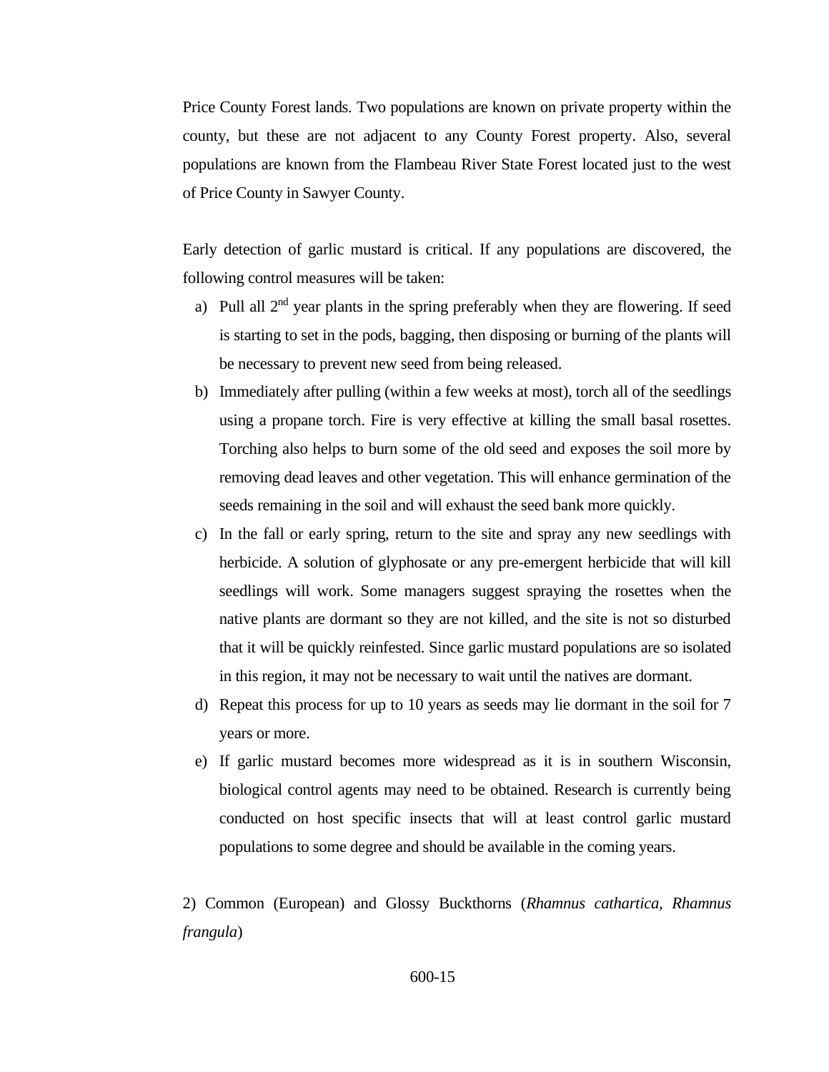Price County Forest lands. Two populations are known on private property within the county, but these are not adjacent to any County Forest property. Also, several populations are known from the Flambeau River State Forest located just to the west of Price County in Sawyer County.

Early detection of garlic mustard is critical. If any populations are discovered, the following control measures will be taken:

a) Pull all 2nd year plants in the spring preferably when they are flowering. If seed is starting to set in the pods, bagging, then disposing or burning of the plants will be necessary to prevent new seed from being released.
b) Immediately after pulling (within a few weeks at most), torch all of the seedlings using a propane torch. Fire is very effective at killing the small basal rosettes. Torching also helps to burn some of the old seed and exposes the soil more by removing dead leaves and other vegetation. This will enhance germination of the seeds remaining in the soil and will exhaust the seed bank more quickly.
c) In the fall or early spring, return to the site and spray any new seedlings with herbicide. A solution of glyphosate or any pre-emergent herbicide that will kill seedlings will work. Some managers suggest spraying the rosettes when the native plants are dormant so they are not killed, and the site is not so disturbed that it will be quickly reinfested. Since garlic mustard populations are so isolated in this region, it may not be necessary to wait until the natives are dormant.
d) Repeat this process for up to 10 years as seeds may lie dormant in the soil for 7 years or more.
e) If garlic mustard becomes more widespread as it is in southern Wisconsin, biological control agents may need to be obtained. Research is currently being conducted on host specific insects that will at least control garlic mustard populations to some degree and should be available in the coming years.

2) Common (European) and Glossy Buckthorns (*Rhamnus cathartica, Rhamnus frangula*)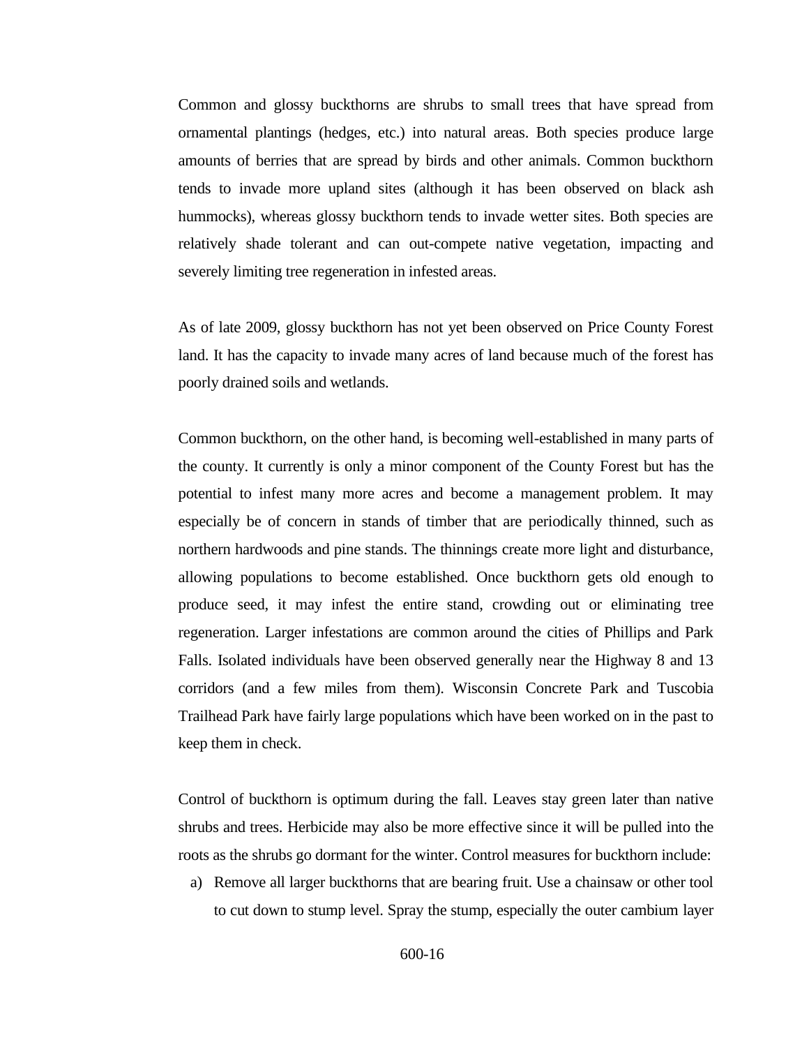Common and glossy buckthorns are shrubs to small trees that have spread from ornamental plantings (hedges, etc.) into natural areas. Both species produce large amounts of berries that are spread by birds and other animals. Common buckthorn tends to invade more upland sites (although it has been observed on black ash hummocks), whereas glossy buckthorn tends to invade wetter sites. Both species are relatively shade tolerant and can out-compete native vegetation, impacting and severely limiting tree regeneration in infested areas.

As of late 2009, glossy buckthorn has not yet been observed on Price County Forest land. It has the capacity to invade many acres of land because much of the forest has poorly drained soils and wetlands.

Common buckthorn, on the other hand, is becoming well-established in many parts of the county. It currently is only a minor component of the County Forest but has the potential to infest many more acres and become a management problem. It may especially be of concern in stands of timber that are periodically thinned, such as northern hardwoods and pine stands. The thinnings create more light and disturbance, allowing populations to become established. Once buckthorn gets old enough to produce seed, it may infest the entire stand, crowding out or eliminating tree regeneration. Larger infestations are common around the cities of Phillips and Park Falls. Isolated individuals have been observed generally near the Highway 8 and 13 corridors (and a few miles from them). Wisconsin Concrete Park and Tuscobia Trailhead Park have fairly large populations which have been worked on in the past to keep them in check.

Control of buckthorn is optimum during the fall. Leaves stay green later than native shrubs and trees. Herbicide may also be more effective since it will be pulled into the roots as the shrubs go dormant for the winter. Control measures for buckthorn include:

a) Remove all larger buckthorns that are bearing fruit. Use a chainsaw or other tool to cut down to stump level. Spray the stump, especially the outer cambium layer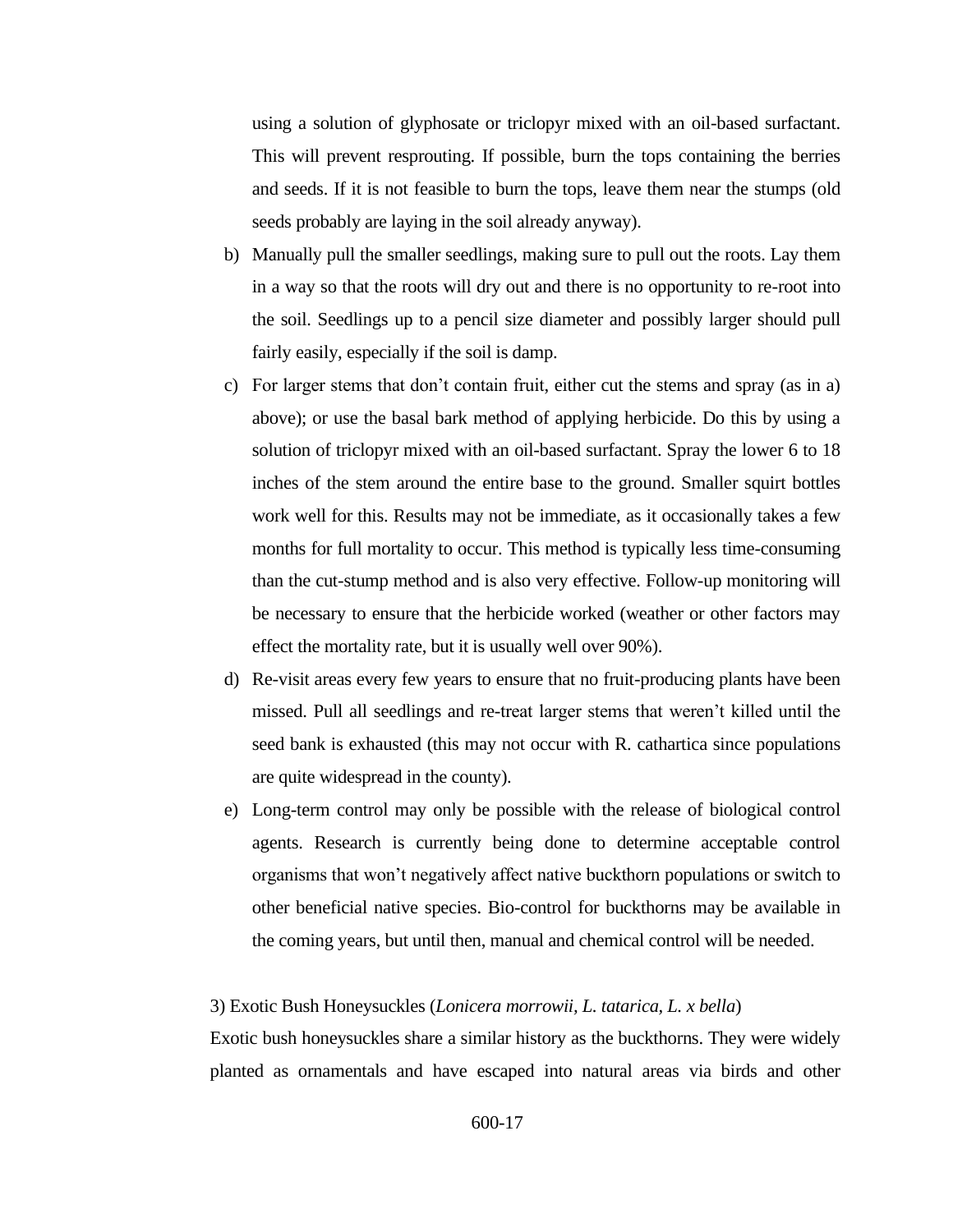using a solution of glyphosate or triclopyr mixed with an oil-based surfactant. This will prevent resprouting. If possible, burn the tops containing the berries and seeds. If it is not feasible to burn the tops, leave them near the stumps (old seeds probably are laying in the soil already anyway).

b) Manually pull the smaller seedlings, making sure to pull out the roots. Lay them in a way so that the roots will dry out and there is no opportunity to re-root into the soil. Seedlings up to a pencil size diameter and possibly larger should pull fairly easily, especially if the soil is damp.

c) For larger stems that don't contain fruit, either cut the stems and spray (as in a) above); or use the basal bark method of applying herbicide. Do this by using a solution of triclopyr mixed with an oil-based surfactant. Spray the lower 6 to 18 inches of the stem around the entire base to the ground. Smaller squirt bottles work well for this. Results may not be immediate, as it occasionally takes a few months for full mortality to occur. This method is typically less time-consuming than the cut-stump method and is also very effective. Follow-up monitoring will be necessary to ensure that the herbicide worked (weather or other factors may effect the mortality rate, but it is usually well over 90%).

d) Re-visit areas every few years to ensure that no fruit-producing plants have been missed. Pull all seedlings and re-treat larger stems that weren't killed until the seed bank is exhausted (this may not occur with R. cathartica since populations are quite widespread in the county).

e) Long-term control may only be possible with the release of biological control agents. Research is currently being done to determine acceptable control organisms that won't negatively affect native buckthorn populations or switch to other beneficial native species. Bio-control for buckthorns may be available in the coming years, but until then, manual and chemical control will be needed.

3) Exotic Bush Honeysuckles (*Lonicera morrowii, L. tatarica, L. x bella*)

Exotic bush honeysuckles share a similar history as the buckthorns. They were widely planted as ornamentals and have escaped into natural areas via birds and other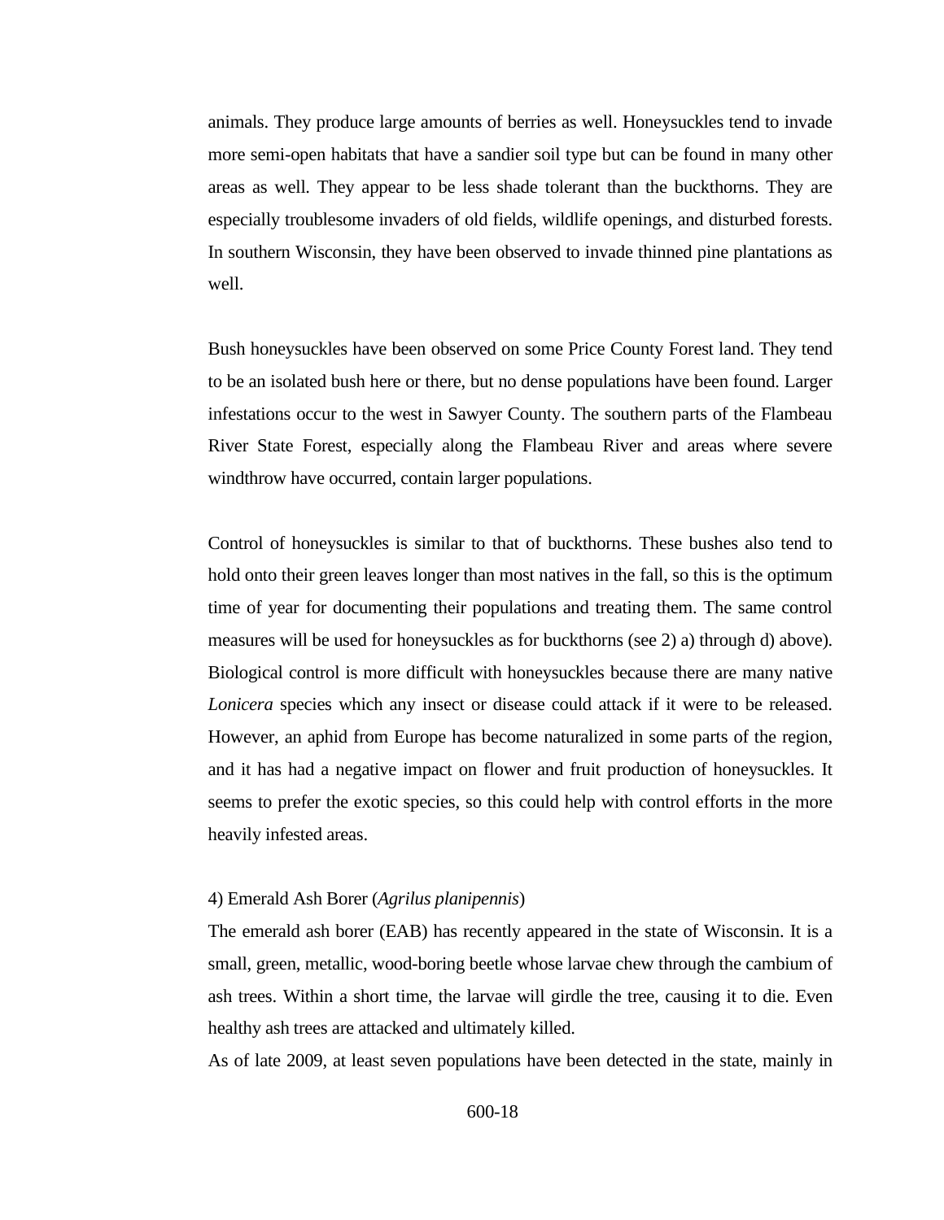animals. They produce large amounts of berries as well. Honeysuckles tend to invade more semi-open habitats that have a sandier soil type but can be found in many other areas as well. They appear to be less shade tolerant than the buckthorns. They are especially troublesome invaders of old fields, wildlife openings, and disturbed forests. In southern Wisconsin, they have been observed to invade thinned pine plantations as well.

Bush honeysuckles have been observed on some Price County Forest land. They tend to be an isolated bush here or there, but no dense populations have been found. Larger infestations occur to the west in Sawyer County. The southern parts of the Flambeau River State Forest, especially along the Flambeau River and areas where severe windthrow have occurred, contain larger populations.

Control of honeysuckles is similar to that of buckthorns. These bushes also tend to hold onto their green leaves longer than most natives in the fall, so this is the optimum time of year for documenting their populations and treating them. The same control measures will be used for honeysuckles as for buckthorns (see 2) a) through d) above). Biological control is more difficult with honeysuckles because there are many native *Lonicera* species which any insect or disease could attack if it were to be released. However, an aphid from Europe has become naturalized in some parts of the region, and it has had a negative impact on flower and fruit production of honeysuckles. It seems to prefer the exotic species, so this could help with control efforts in the more heavily infested areas.

4) Emerald Ash Borer (*Agrilus planipennis*)

The emerald ash borer (EAB) has recently appeared in the state of Wisconsin. It is a small, green, metallic, wood-boring beetle whose larvae chew through the cambium of ash trees. Within a short time, the larvae will girdle the tree, causing it to die. Even healthy ash trees are attacked and ultimately killed.

As of late 2009, at least seven populations have been detected in the state, mainly in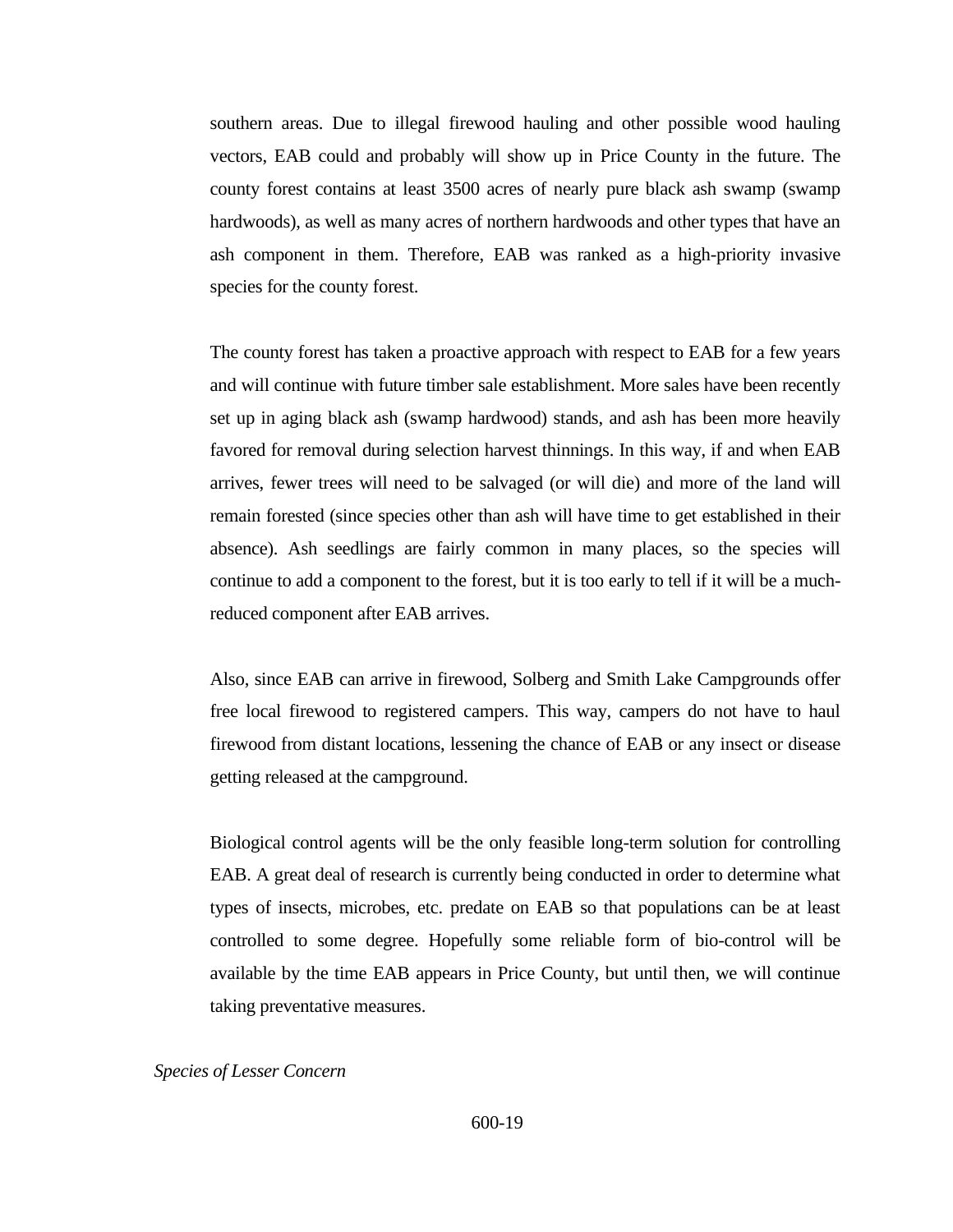southern areas. Due to illegal firewood hauling and other possible wood hauling vectors, EAB could and probably will show up in Price County in the future. The county forest contains at least 3500 acres of nearly pure black ash swamp (swamp hardwoods), as well as many acres of northern hardwoods and other types that have an ash component in them. Therefore, EAB was ranked as a high-priority invasive species for the county forest.

The county forest has taken a proactive approach with respect to EAB for a few years and will continue with future timber sale establishment. More sales have been recently set up in aging black ash (swamp hardwood) stands, and ash has been more heavily favored for removal during selection harvest thinnings. In this way, if and when EAB arrives, fewer trees will need to be salvaged (or will die) and more of the land will remain forested (since species other than ash will have time to get established in their absence). Ash seedlings are fairly common in many places, so the species will continue to add a component to the forest, but it is too early to tell if it will be a much-reduced component after EAB arrives.

Also, since EAB can arrive in firewood, Solberg and Smith Lake Campgrounds offer free local firewood to registered campers. This way, campers do not have to haul firewood from distant locations, lessening the chance of EAB or any insect or disease getting released at the campground.

Biological control agents will be the only feasible long-term solution for controlling EAB. A great deal of research is currently being conducted in order to determine what types of insects, microbes, etc. predate on EAB so that populations can be at least controlled to some degree. Hopefully some reliable form of bio-control will be available by the time EAB appears in Price County, but until then, we will continue taking preventative measures.

*Species of Lesser Concern*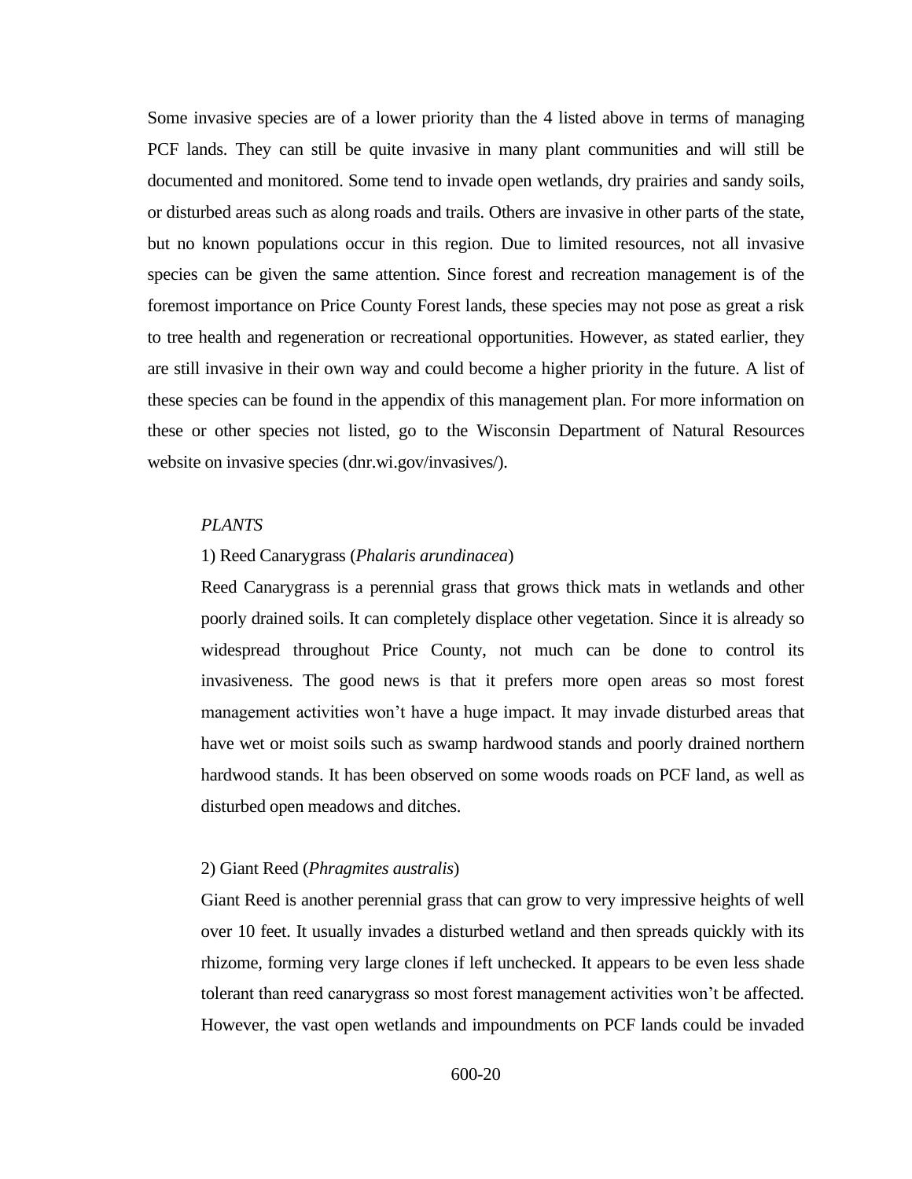Some invasive species are of a lower priority than the 4 listed above in terms of managing PCF lands. They can still be quite invasive in many plant communities and will still be documented and monitored. Some tend to invade open wetlands, dry prairies and sandy soils, or disturbed areas such as along roads and trails. Others are invasive in other parts of the state, but no known populations occur in this region. Due to limited resources, not all invasive species can be given the same attention. Since forest and recreation management is of the foremost importance on Price County Forest lands, these species may not pose as great a risk to tree health and regeneration or recreational opportunities. However, as stated earlier, they are still invasive in their own way and could become a higher priority in the future. A list of these species can be found in the appendix of this management plan. For more information on these or other species not listed, go to the Wisconsin Department of Natural Resources website on invasive species (dnr.wi.gov/invasives/).

*PLANTS*

1) Reed Canarygrass (*Phalaris arundinacea*)

Reed Canarygrass is a perennial grass that grows thick mats in wetlands and other poorly drained soils. It can completely displace other vegetation. Since it is already so widespread throughout Price County, not much can be done to control its invasiveness. The good news is that it prefers more open areas so most forest management activities won't have a huge impact. It may invade disturbed areas that have wet or moist soils such as swamp hardwood stands and poorly drained northern hardwood stands. It has been observed on some woods roads on PCF land, as well as disturbed open meadows and ditches.

2) Giant Reed (*Phragmites australis*)

Giant Reed is another perennial grass that can grow to very impressive heights of well over 10 feet. It usually invades a disturbed wetland and then spreads quickly with its rhizome, forming very large clones if left unchecked. It appears to be even less shade tolerant than reed canarygrass so most forest management activities won't be affected. However, the vast open wetlands and impoundments on PCF lands could be invaded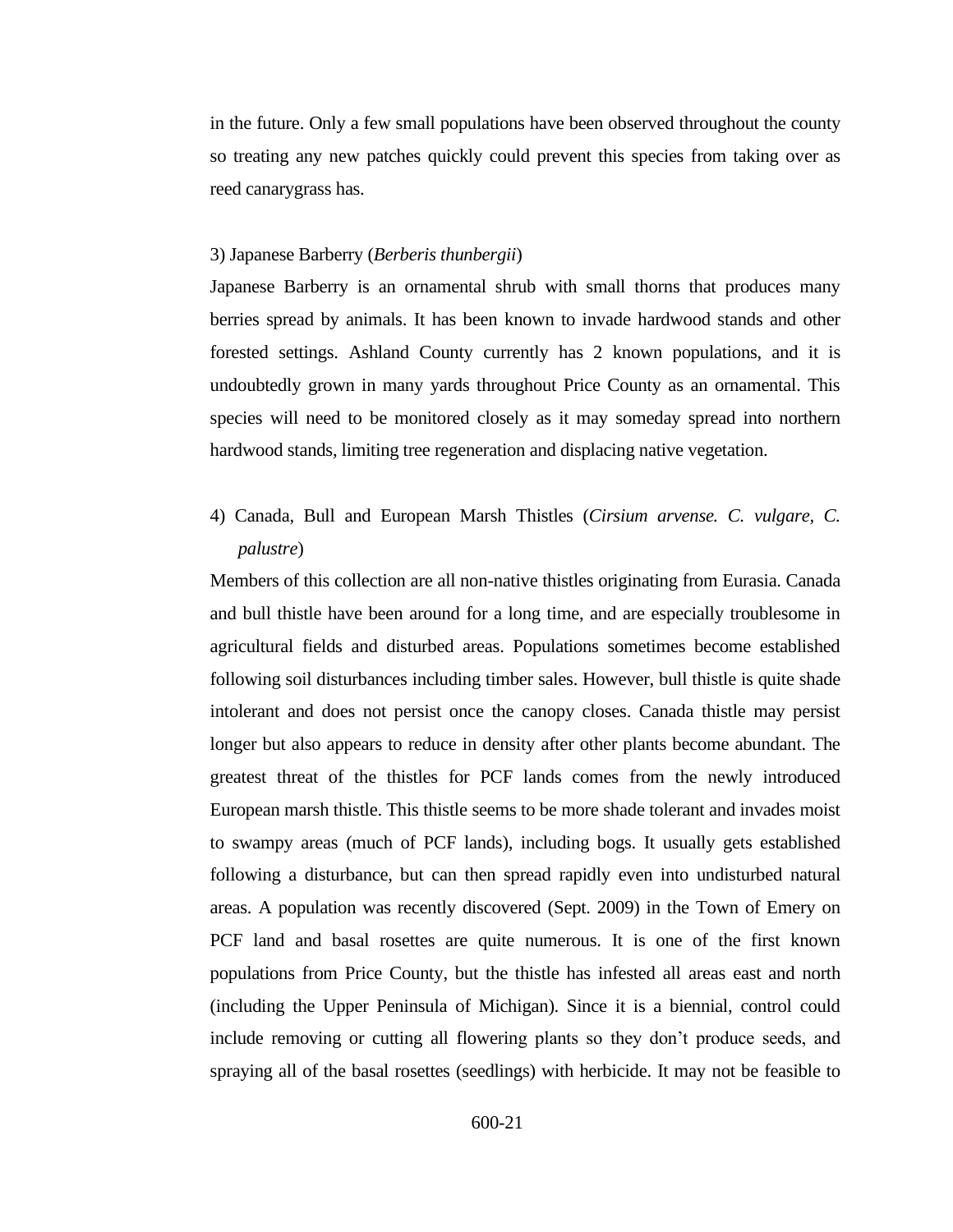in the future. Only a few small populations have been observed throughout the county so treating any new patches quickly could prevent this species from taking over as reed canarygrass has.

3) Japanese Barberry (*Berberis thunbergii*)

Japanese Barberry is an ornamental shrub with small thorns that produces many berries spread by animals. It has been known to invade hardwood stands and other forested settings. Ashland County currently has 2 known populations, and it is undoubtedly grown in many yards throughout Price County as an ornamental. This species will need to be monitored closely as it may someday spread into northern hardwood stands, limiting tree regeneration and displacing native vegetation.

4) Canada, Bull and European Marsh Thistles (*Cirsium arvense. C. vulgare, C. palustre*)

Members of this collection are all non-native thistles originating from Eurasia. Canada and bull thistle have been around for a long time, and are especially troublesome in agricultural fields and disturbed areas. Populations sometimes become established following soil disturbances including timber sales. However, bull thistle is quite shade intolerant and does not persist once the canopy closes. Canada thistle may persist longer but also appears to reduce in density after other plants become abundant. The greatest threat of the thistles for PCF lands comes from the newly introduced European marsh thistle. This thistle seems to be more shade tolerant and invades moist to swampy areas (much of PCF lands), including bogs. It usually gets established following a disturbance, but can then spread rapidly even into undisturbed natural areas. A population was recently discovered (Sept. 2009) in the Town of Emery on PCF land and basal rosettes are quite numerous. It is one of the first known populations from Price County, but the thistle has infested all areas east and north (including the Upper Peninsula of Michigan). Since it is a biennial, control could include removing or cutting all flowering plants so they don't produce seeds, and spraying all of the basal rosettes (seedlings) with herbicide. It may not be feasible to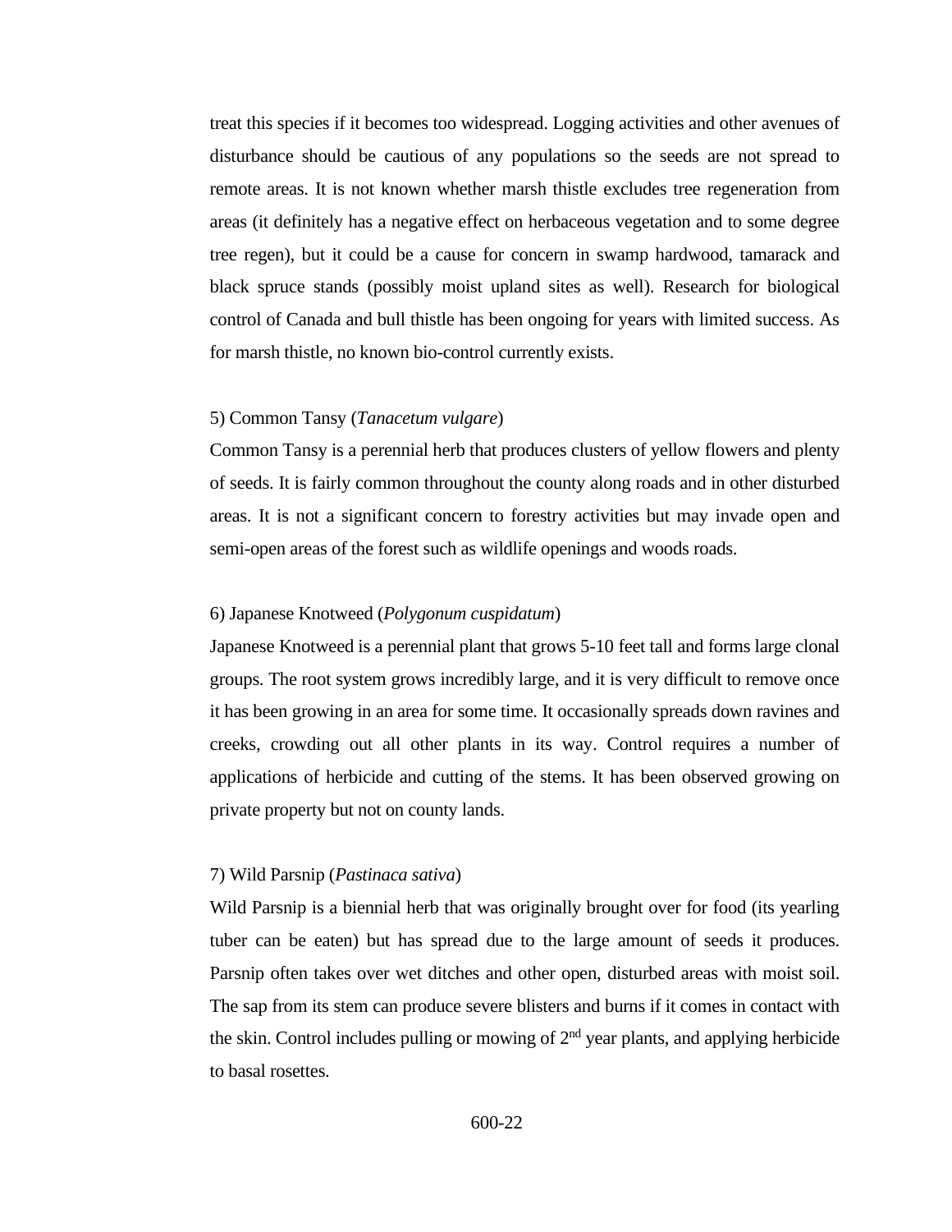treat this species if it becomes too widespread. Logging activities and other avenues of disturbance should be cautious of any populations so the seeds are not spread to remote areas. It is not known whether marsh thistle excludes tree regeneration from areas (it definitely has a negative effect on herbaceous vegetation and to some degree tree regen), but it could be a cause for concern in swamp hardwood, tamarack and black spruce stands (possibly moist upland sites as well). Research for biological control of Canada and bull thistle has been ongoing for years with limited success. As for marsh thistle, no known bio-control currently exists.

5) Common Tansy (*Tanacetum vulgare*)

Common Tansy is a perennial herb that produces clusters of yellow flowers and plenty of seeds. It is fairly common throughout the county along roads and in other disturbed areas. It is not a significant concern to forestry activities but may invade open and semi-open areas of the forest such as wildlife openings and woods roads.

6) Japanese Knotweed (*Polygonum cuspidatum*)

Japanese Knotweed is a perennial plant that grows 5-10 feet tall and forms large clonal groups. The root system grows incredibly large, and it is very difficult to remove once it has been growing in an area for some time. It occasionally spreads down ravines and creeks, crowding out all other plants in its way. Control requires a number of applications of herbicide and cutting of the stems. It has been observed growing on private property but not on county lands.

7) Wild Parsnip (*Pastinaca sativa*)

Wild Parsnip is a biennial herb that was originally brought over for food (its yearling tuber can be eaten) but has spread due to the large amount of seeds it produces. Parsnip often takes over wet ditches and other open, disturbed areas with moist soil. The sap from its stem can produce severe blisters and burns if it comes in contact with the skin. Control includes pulling or mowing of 2nd year plants, and applying herbicide to basal rosettes.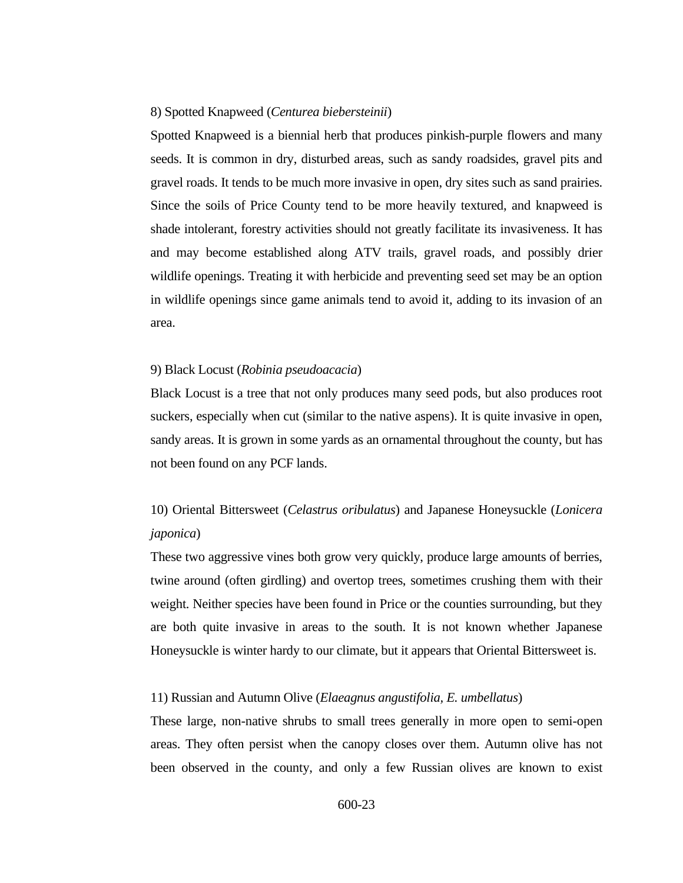8) Spotted Knapweed (*Centurea biebersteinii*)

Spotted Knapweed is a biennial herb that produces pinkish-purple flowers and many seeds. It is common in dry, disturbed areas, such as sandy roadsides, gravel pits and gravel roads. It tends to be much more invasive in open, dry sites such as sand prairies. Since the soils of Price County tend to be more heavily textured, and knapweed is shade intolerant, forestry activities should not greatly facilitate its invasiveness. It has and may become established along ATV trails, gravel roads, and possibly drier wildlife openings. Treating it with herbicide and preventing seed set may be an option in wildlife openings since game animals tend to avoid it, adding to its invasion of an area.

9) Black Locust (*Robinia pseudoacacia*)

Black Locust is a tree that not only produces many seed pods, but also produces root suckers, especially when cut (similar to the native aspens). It is quite invasive in open, sandy areas. It is grown in some yards as an ornamental throughout the county, but has not been found on any PCF lands.

10) Oriental Bittersweet (*Celastrus oribulatus*) and Japanese Honeysuckle (*Lonicera japonica*)

These two aggressive vines both grow very quickly, produce large amounts of berries, twine around (often girdling) and overtop trees, sometimes crushing them with their weight. Neither species have been found in Price or the counties surrounding, but they are both quite invasive in areas to the south. It is not known whether Japanese Honeysuckle is winter hardy to our climate, but it appears that Oriental Bittersweet is.

11) Russian and Autumn Olive (*Elaeagnus angustifolia, E. umbellatus*)

These large, non-native shrubs to small trees generally in more open to semi-open areas. They often persist when the canopy closes over them. Autumn olive has not been observed in the county, and only a few Russian olives are known to exist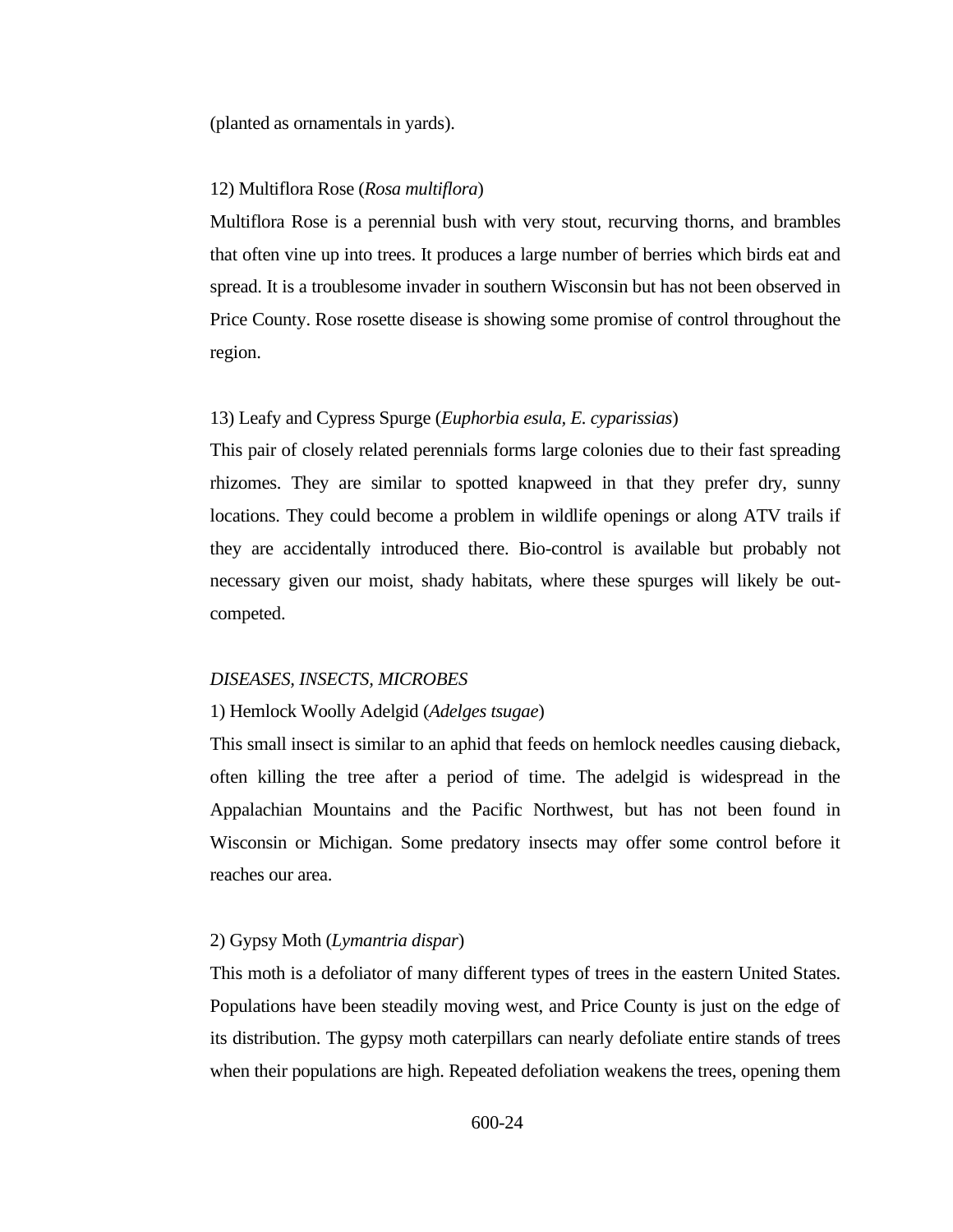(planted as ornamentals in yards).

12) Multiflora Rose (*Rosa multiflora*)

Multiflora Rose is a perennial bush with very stout, recurving thorns, and brambles that often vine up into trees. It produces a large number of berries which birds eat and spread. It is a troublesome invader in southern Wisconsin but has not been observed in Price County. Rose rosette disease is showing some promise of control throughout the region.

13) Leafy and Cypress Spurge (*Euphorbia esula, E. cyparissias*)

This pair of closely related perennials forms large colonies due to their fast spreading rhizomes. They are similar to spotted knapweed in that they prefer dry, sunny locations. They could become a problem in wildlife openings or along ATV trails if they are accidentally introduced there. Bio-control is available but probably not necessary given our moist, shady habitats, where these spurges will likely be out-competed.

*DISEASES, INSECTS, MICROBES*

1) Hemlock Woolly Adelgid (*Adelges tsugae*)

This small insect is similar to an aphid that feeds on hemlock needles causing dieback, often killing the tree after a period of time. The adelgid is widespread in the Appalachian Mountains and the Pacific Northwest, but has not been found in Wisconsin or Michigan. Some predatory insects may offer some control before it reaches our area.

2) Gypsy Moth (*Lymantria dispar*)

This moth is a defoliator of many different types of trees in the eastern United States. Populations have been steadily moving west, and Price County is just on the edge of its distribution. The gypsy moth caterpillars can nearly defoliate entire stands of trees when their populations are high. Repeated defoliation weakens the trees, opening them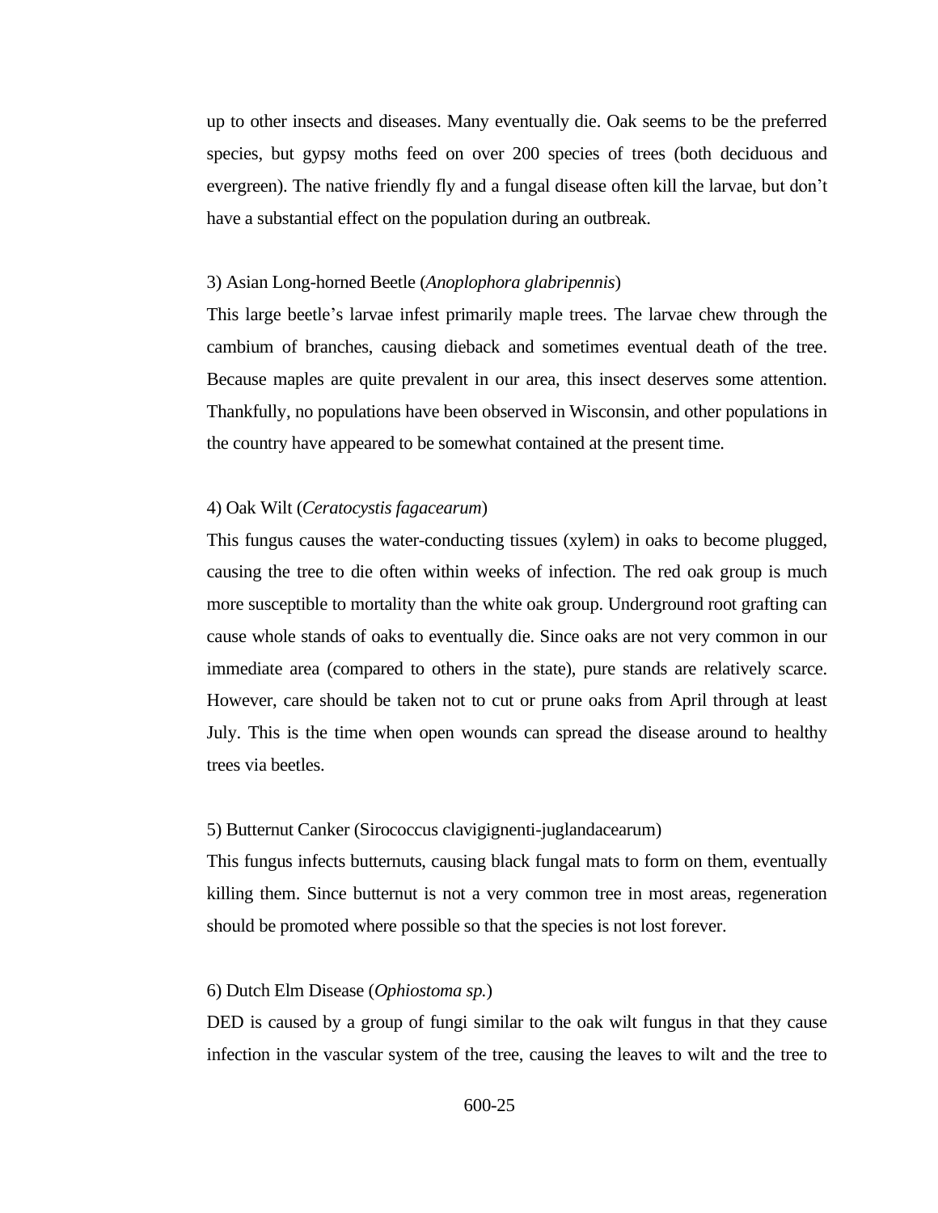up to other insects and diseases. Many eventually die. Oak seems to be the preferred species, but gypsy moths feed on over 200 species of trees (both deciduous and evergreen). The native friendly fly and a fungal disease often kill the larvae, but don't have a substantial effect on the population during an outbreak.

3) Asian Long-horned Beetle (*Anoplophora glabripennis*)

This large beetle's larvae infest primarily maple trees. The larvae chew through the cambium of branches, causing dieback and sometimes eventual death of the tree. Because maples are quite prevalent in our area, this insect deserves some attention. Thankfully, no populations have been observed in Wisconsin, and other populations in the country have appeared to be somewhat contained at the present time.

4) Oak Wilt (*Ceratocystis fagacearum*)

This fungus causes the water-conducting tissues (xylem) in oaks to become plugged, causing the tree to die often within weeks of infection. The red oak group is much more susceptible to mortality than the white oak group. Underground root grafting can cause whole stands of oaks to eventually die. Since oaks are not very common in our immediate area (compared to others in the state), pure stands are relatively scarce. However, care should be taken not to cut or prune oaks from April through at least July. This is the time when open wounds can spread the disease around to healthy trees via beetles.

5) Butternut Canker (Sirococcus clavigignenti-juglandacearum)

This fungus infects butternuts, causing black fungal mats to form on them, eventually killing them. Since butternut is not a very common tree in most areas, regeneration should be promoted where possible so that the species is not lost forever.

6) Dutch Elm Disease (*Ophiostoma sp.*)

DED is caused by a group of fungi similar to the oak wilt fungus in that they cause infection in the vascular system of the tree, causing the leaves to wilt and the tree to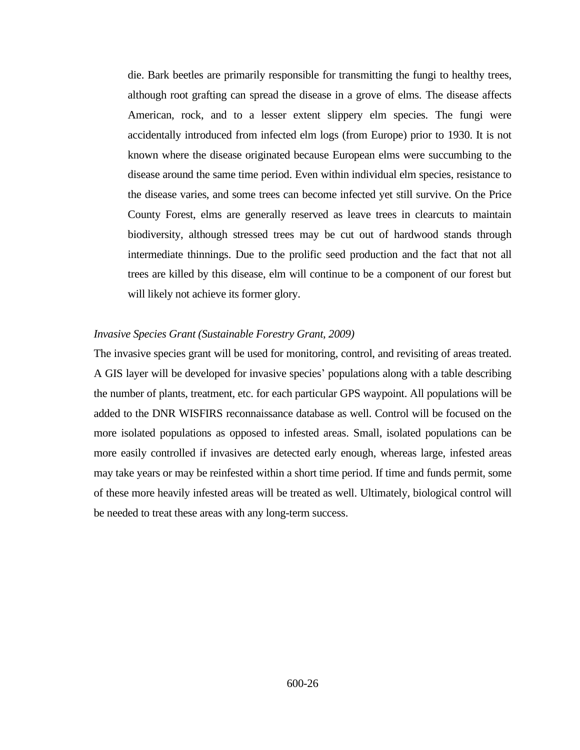die. Bark beetles are primarily responsible for transmitting the fungi to healthy trees, although root grafting can spread the disease in a grove of elms. The disease affects American, rock, and to a lesser extent slippery elm species. The fungi were accidentally introduced from infected elm logs (from Europe) prior to 1930. It is not known where the disease originated because European elms were succumbing to the disease around the same time period. Even within individual elm species, resistance to the disease varies, and some trees can become infected yet still survive. On the Price County Forest, elms are generally reserved as leave trees in clearcuts to maintain biodiversity, although stressed trees may be cut out of hardwood stands through intermediate thinnings. Due to the prolific seed production and the fact that not all trees are killed by this disease, elm will continue to be a component of our forest but will likely not achieve its former glory.

*Invasive Species Grant (Sustainable Forestry Grant, 2009)*

The invasive species grant will be used for monitoring, control, and revisiting of areas treated. A GIS layer will be developed for invasive species' populations along with a table describing the number of plants, treatment, etc. for each particular GPS waypoint. All populations will be added to the DNR WISFIRS reconnaissance database as well. Control will be focused on the more isolated populations as opposed to infested areas. Small, isolated populations can be more easily controlled if invasives are detected early enough, whereas large, infested areas may take years or may be reinfested within a short time period. If time and funds permit, some of these more heavily infested areas will be treated as well. Ultimately, biological control will be needed to treat these areas with any long-term success.